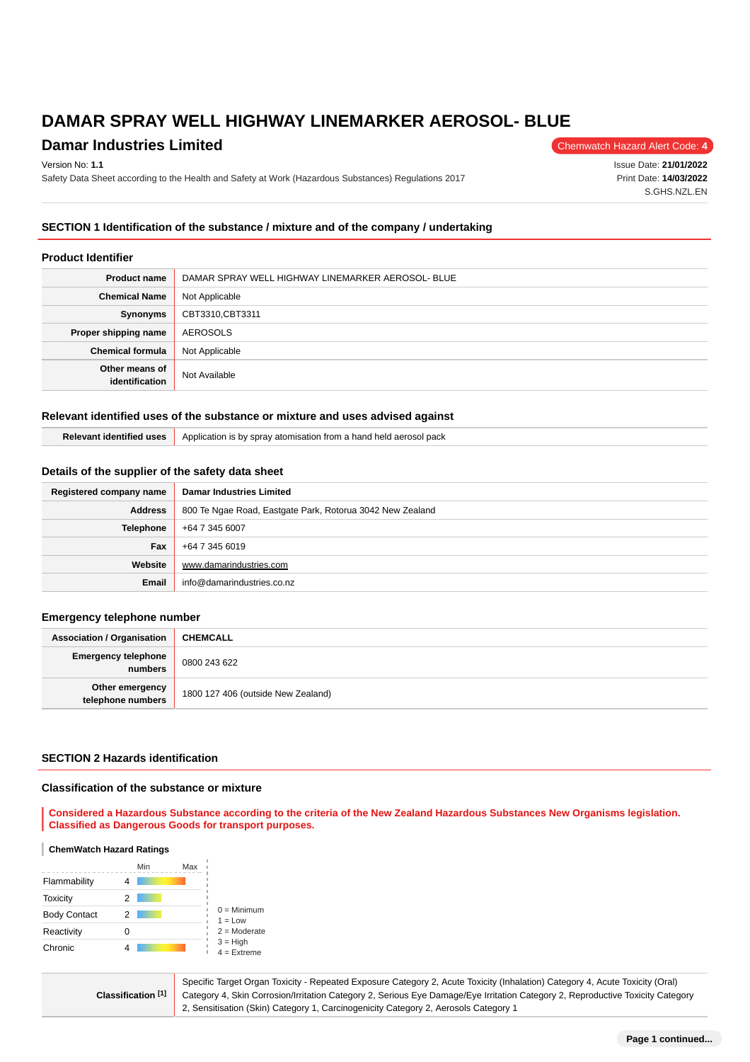# DAMAR SPRAY WELL HIGHWAY LINEMARKER AEROSOL- BLUE

## Damar Industries Limited

Chemwatch Hazard Alert Code: **4**

Version No: **1.1**
Safety Data Sheet according to the Health and Safety at Work (Hazardous Substances) Regulations 2017

Issue Date: **21/01/2022**
Print Date: **14/03/2022**
S.GHS.NZL.EN

## SECTION 1 Identification of the substance / mixture and of the company / undertaking

### Product Identifier

| | |
|---|---|
| **Product name** | DAMAR SPRAY WELL HIGHWAY LINEMARKER AEROSOL- BLUE |
| **Chemical Name** | Not Applicable |
| **Synonyms** | CBT3310,CBT3311 |
| **Proper shipping name** | AEROSOLS |
| **Chemical formula** | Not Applicable |
| **Other means of identification** | Not Available |

### Relevant identified uses of the substance or mixture and uses advised against

| | |
|---|---|
| **Relevant identified uses** | Application is by spray atomisation from a hand held aerosol pack |

### Details of the supplier of the safety data sheet

| | |
|---|---|
| **Registered company name** | **Damar Industries Limited** |
| **Address** | 800 Te Ngae Road, Eastgate Park, Rotorua 3042 New Zealand |
| **Telephone** | +64 7 345 6007 |
| **Fax** | +64 7 345 6019 |
| **Website** | www.damarindustries.com |
| **Email** | info@damarindustries.co.nz |

### Emergency telephone number

| | |
|---|---|
| **Association / Organisation** | **CHEMCALL** |
| **Emergency telephone numbers** | 0800 243 622 |
| **Other emergency telephone numbers** | 1800 127 406 (outside New Zealand) |

## SECTION 2 Hazards identification

### Classification of the substance or mixture

**Considered a Hazardous Substance according to the criteria of the New Zealand Hazardous Substances New Organisms legislation. Classified as Dangerous Goods for transport purposes.**

**ChemWatch Hazard Ratings**

| | Rating (Min–Max) |
|---|---|
| Flammability | 4 |
| Toxicity | 2 |
| Body Contact | 2 |
| Reactivity | 0 |
| Chronic | 4 |

0 = Minimum
1 = Low
2 = Moderate
3 = High
4 = Extreme

| | |
|---|---|
| **Classification [1]** | Specific Target Organ Toxicity - Repeated Exposure Category 2, Acute Toxicity (Inhalation) Category 4, Acute Toxicity (Oral) Category 4, Skin Corrosion/Irritation Category 2, Serious Eye Damage/Eye Irritation Category 2, Reproductive Toxicity Category 2, Sensitisation (Skin) Category 1, Carcinogenicity Category 2, Aerosols Category 1 |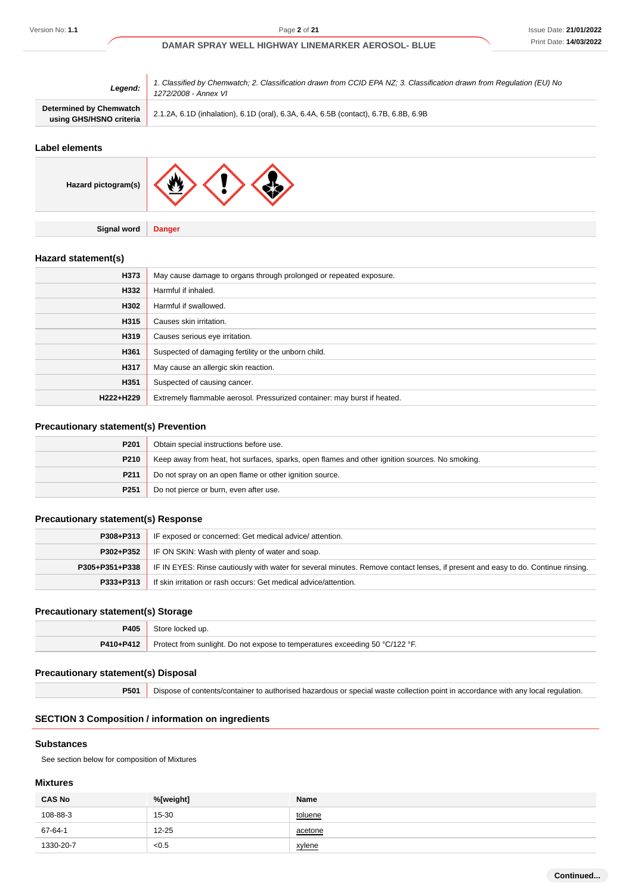| | |
|---|---|
| ***Legend:*** | *1. Classified by Chemwatch; 2. Classification drawn from CCID EPA NZ; 3. Classification drawn from Regulation (EU) No 1272/2008 - Annex VI* |
| **Determined by Chemwatch using GHS/HSNO criteria** | 2.1.2A, 6.1D (inhalation), 6.1D (oral), 6.3A, 6.4A, 6.5B (contact), 6.7B, 6.8B, 6.9B |

## Label elements

| | |
|---|---|
| **Hazard pictogram(s)** | |
| **Signal word** | **Danger** |

## Hazard statement(s)

| | |
|---|---|
| **H373** | May cause damage to organs through prolonged or repeated exposure. |
| **H332** | Harmful if inhaled. |
| **H302** | Harmful if swallowed. |
| **H315** | Causes skin irritation. |
| **H319** | Causes serious eye irritation. |
| **H361** | Suspected of damaging fertility or the unborn child. |
| **H317** | May cause an allergic skin reaction. |
| **H351** | Suspected of causing cancer. |
| **H222+H229** | Extremely flammable aerosol. Pressurized container: may burst if heated. |

## Precautionary statement(s) Prevention

| | |
|---|---|
| **P201** | Obtain special instructions before use. |
| **P210** | Keep away from heat, hot surfaces, sparks, open flames and other ignition sources. No smoking. |
| **P211** | Do not spray on an open flame or other ignition source. |
| **P251** | Do not pierce or burn, even after use. |

## Precautionary statement(s) Response

| | |
|---|---|
| **P308+P313** | IF exposed or concerned: Get medical advice/ attention. |
| **P302+P352** | IF ON SKIN: Wash with plenty of water and soap. |
| **P305+P351+P338** | IF IN EYES: Rinse cautiously with water for several minutes. Remove contact lenses, if present and easy to do. Continue rinsing. |
| **P333+P313** | If skin irritation or rash occurs: Get medical advice/attention. |

## Precautionary statement(s) Storage

| | |
|---|---|
| **P405** | Store locked up. |
| **P410+P412** | Protect from sunlight. Do not expose to temperatures exceeding 50 °C/122 °F. |

## Precautionary statement(s) Disposal

| | |
|---|---|
| **P501** | Dispose of contents/container to authorised hazardous or special waste collection point in accordance with any local regulation. |

# SECTION 3 Composition / information on ingredients

## Substances

See section below for composition of Mixtures

## Mixtures

| CAS No | %[weight] | Name |
|---|---|---|
| 108-88-3 | 15-30 | toluene |
| 67-64-1 | 12-25 | acetone |
| 1330-20-7 | <0.5 | xylene |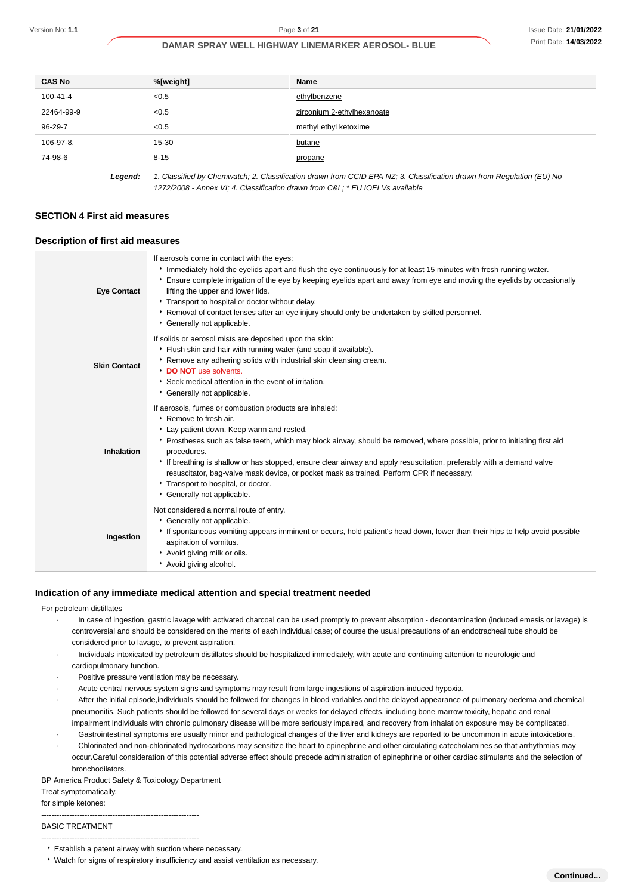| CAS No | %[weight] | Name |
|---|---|---|
| 100-41-4 | <0.5 | ethylbenzene |
| 22464-99-9 | <0.5 | zirconium 2-ethylhexanoate |
| 96-29-7 | <0.5 | methyl ethyl ketoxime |
| 106-97-8. | 15-30 | butane |
| 74-98-6 | 8-15 | propane |
| ***Legend:*** | *1. Classified by Chemwatch; 2. Classification drawn from CCID EPA NZ; 3. Classification drawn from Regulation (EU) No 1272/2008 - Annex VI; 4. Classification drawn from C&L; \* EU IOELVs available* | |

## SECTION 4 First aid measures

### Description of first aid measures

| | |
|---|---|
| **Eye Contact** | If aerosols come in contact with the eyes:<br>‣ Immediately hold the eyelids apart and flush the eye continuously for at least 15 minutes with fresh running water.<br>‣ Ensure complete irrigation of the eye by keeping eyelids apart and away from eye and moving the eyelids by occasionally lifting the upper and lower lids.<br>‣ Transport to hospital or doctor without delay.<br>‣ Removal of contact lenses after an eye injury should only be undertaken by skilled personnel.<br>‣ Generally not applicable. |
| **Skin Contact** | If solids or aerosol mists are deposited upon the skin:<br>‣ Flush skin and hair with running water (and soap if available).<br>‣ Remove any adhering solids with industrial skin cleansing cream.<br>‣ **DO NOT** use solvents.<br>‣ Seek medical attention in the event of irritation.<br>‣ Generally not applicable. |
| **Inhalation** | If aerosols, fumes or combustion products are inhaled:<br>‣ Remove to fresh air.<br>‣ Lay patient down. Keep warm and rested.<br>‣ Prostheses such as false teeth, which may block airway, should be removed, where possible, prior to initiating first aid procedures.<br>‣ If breathing is shallow or has stopped, ensure clear airway and apply resuscitation, preferably with a demand valve resuscitator, bag-valve mask device, or pocket mask as trained. Perform CPR if necessary.<br>‣ Transport to hospital, or doctor.<br>‣ Generally not applicable. |
| **Ingestion** | Not considered a normal route of entry.<br>‣ Generally not applicable.<br>‣ If spontaneous vomiting appears imminent or occurs, hold patient's head down, lower than their hips to help avoid possible aspiration of vomitus.<br>‣ Avoid giving milk or oils.<br>‣ Avoid giving alcohol. |

### Indication of any immediate medical attention and special treatment needed

For petroleum distillates

- In case of ingestion, gastric lavage with activated charcoal can be used promptly to prevent absorption - decontamination (induced emesis or lavage) is controversial and should be considered on the merits of each individual case; of course the usual precautions of an endotracheal tube should be considered prior to lavage, to prevent aspiration.
- Individuals intoxicated by petroleum distillates should be hospitalized immediately, with acute and continuing attention to neurologic and cardiopulmonary function.
- Positive pressure ventilation may be necessary.
- Acute central nervous system signs and symptoms may result from large ingestions of aspiration-induced hypoxia.
- After the initial episode,individuals should be followed for changes in blood variables and the delayed appearance of pulmonary oedema and chemical pneumonitis. Such patients should be followed for several days or weeks for delayed effects, including bone marrow toxicity, hepatic and renal impairment Individuals with chronic pulmonary disease will be more seriously impaired, and recovery from inhalation exposure may be complicated.
- Gastrointestinal symptoms are usually minor and pathological changes of the liver and kidneys are reported to be uncommon in acute intoxications.
- Chlorinated and non-chlorinated hydrocarbons may sensitize the heart to epinephrine and other circulating catecholamines so that arrhythmias may occur.Careful consideration of this potential adverse effect should precede administration of epinephrine or other cardiac stimulants and the selection of bronchodilators.

BP America Product Safety & Toxicology Department

Treat symptomatically.

for simple ketones:

--------------------------------------------------------------

BASIC TREATMENT

--------------------------------------------------------------

- Establish a patent airway with suction where necessary.
- Watch for signs of respiratory insufficiency and assist ventilation as necessary.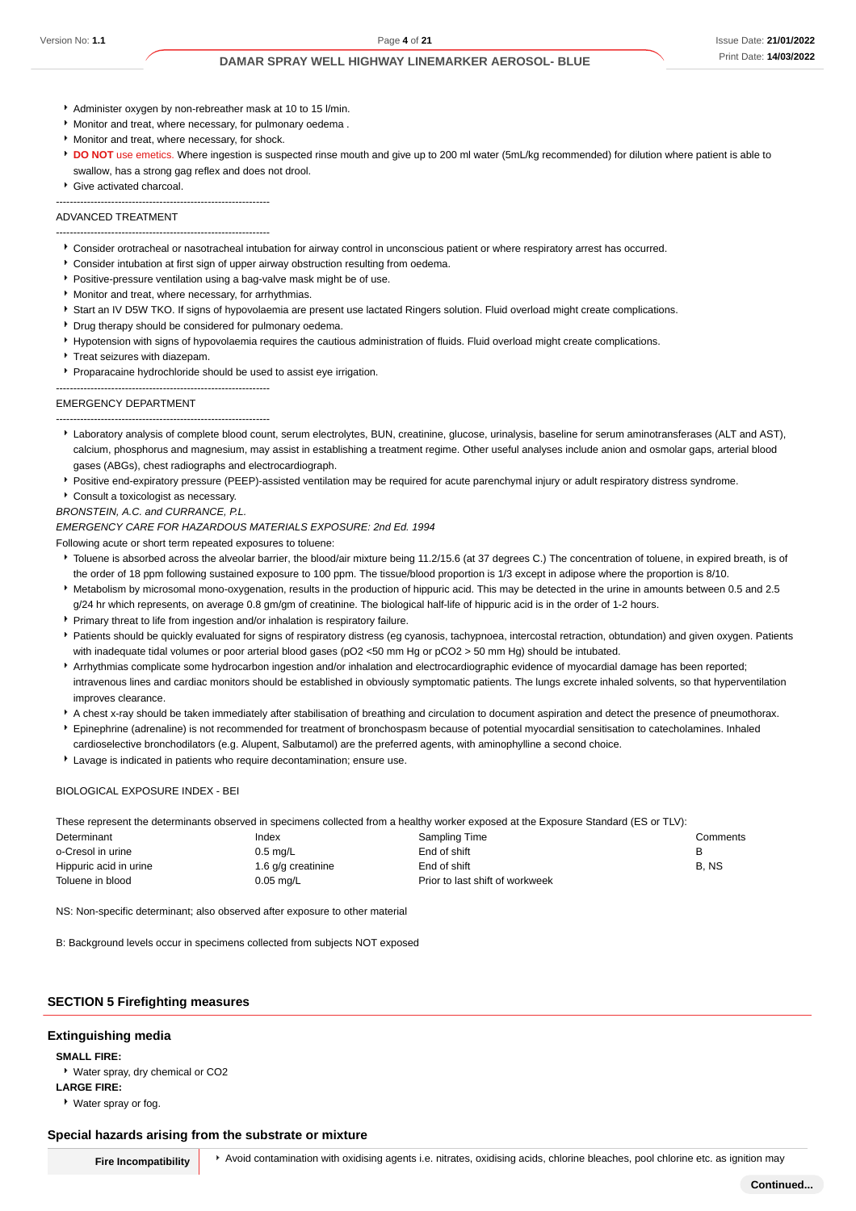- Administer oxygen by non-rebreather mask at 10 to 15 l/min.
- Monitor and treat, where necessary, for pulmonary oedema .
- Monitor and treat, where necessary, for shock.
- **DO NOT** use emetics. Where ingestion is suspected rinse mouth and give up to 200 ml water (5mL/kg recommended) for dilution where patient is able to swallow, has a strong gag reflex and does not drool.
- Give activated charcoal.

--------------------------------------------------------------

ADVANCED TREATMENT

--------------------------------------------------------------

- Consider orotracheal or nasotracheal intubation for airway control in unconscious patient or where respiratory arrest has occurred.
- Consider intubation at first sign of upper airway obstruction resulting from oedema.
- Positive-pressure ventilation using a bag-valve mask might be of use.
- Monitor and treat, where necessary, for arrhythmias.
- Start an IV D5W TKO. If signs of hypovolaemia are present use lactated Ringers solution. Fluid overload might create complications.
- Drug therapy should be considered for pulmonary oedema.
- Hypotension with signs of hypovolaemia requires the cautious administration of fluids. Fluid overload might create complications.
- Treat seizures with diazepam.
- Proparacaine hydrochloride should be used to assist eye irrigation.

--------------------------------------------------------------

EMERGENCY DEPARTMENT

--------------------------------------------------------------

- Laboratory analysis of complete blood count, serum electrolytes, BUN, creatinine, glucose, urinalysis, baseline for serum aminotransferases (ALT and AST), calcium, phosphorus and magnesium, may assist in establishing a treatment regime. Other useful analyses include anion and osmolar gaps, arterial blood gases (ABGs), chest radiographs and electrocardiograph.
- Positive end-expiratory pressure (PEEP)-assisted ventilation may be required for acute parenchymal injury or adult respiratory distress syndrome.
- Consult a toxicologist as necessary.

*BRONSTEIN, A.C. and CURRANCE, P.L.*

*EMERGENCY CARE FOR HAZARDOUS MATERIALS EXPOSURE: 2nd Ed. 1994*

Following acute or short term repeated exposures to toluene:

- Toluene is absorbed across the alveolar barrier, the blood/air mixture being 11.2/15.6 (at 37 degrees C.) The concentration of toluene, in expired breath, is of the order of 18 ppm following sustained exposure to 100 ppm. The tissue/blood proportion is 1/3 except in adipose where the proportion is 8/10.
- Metabolism by microsomal mono-oxygenation, results in the production of hippuric acid. This may be detected in the urine in amounts between 0.5 and 2.5 g/24 hr which represents, on average 0.8 gm/gm of creatinine. The biological half-life of hippuric acid is in the order of 1-2 hours.
- Primary threat to life from ingestion and/or inhalation is respiratory failure.
- Patients should be quickly evaluated for signs of respiratory distress (eg cyanosis, tachypnoea, intercostal retraction, obtundation) and given oxygen. Patients with inadequate tidal volumes or poor arterial blood gases ($pO_2$ <50 mm Hg or $pCO_2$ > 50 mm Hg) should be intubated.
- Arrhythmias complicate some hydrocarbon ingestion and/or inhalation and electrocardiographic evidence of myocardial damage has been reported; intravenous lines and cardiac monitors should be established in obviously symptomatic patients. The lungs excrete inhaled solvents, so that hyperventilation improves clearance.
- A chest x-ray should be taken immediately after stabilisation of breathing and circulation to document aspiration and detect the presence of pneumothorax.
- Epinephrine (adrenaline) is not recommended for treatment of bronchospasm because of potential myocardial sensitisation to catecholamines. Inhaled cardioselective bronchodilators (e.g. Alupent, Salbutamol) are the preferred agents, with aminophylline a second choice.
- Lavage is indicated in patients who require decontamination; ensure use.

BIOLOGICAL EXPOSURE INDEX - BEI

These represent the determinants observed in specimens collected from a healthy worker exposed at the Exposure Standard (ES or TLV):

| Determinant | Index | Sampling Time | Comments |
|---|---|---|---|
| o-Cresol in urine | 0.5 mg/L | End of shift | B |
| Hippuric acid in urine | 1.6 g/g creatinine | End of shift | B, NS |
| Toluene in blood | 0.05 mg/L | Prior to last shift of workweek | |

NS: Non-specific determinant; also observed after exposure to other material

B: Background levels occur in specimens collected from subjects NOT exposed

## SECTION 5 Firefighting measures

### Extinguishing media

**SMALL FIRE:**

- Water spray, dry chemical or CO2

**LARGE FIRE:**

- Water spray or fog.

### Special hazards arising from the substrate or mixture

| Fire Incompatibility | Avoid contamination with oxidising agents i.e. nitrates, oxidising acids, chlorine bleaches, pool chlorine etc. as ignition may |
|---|---|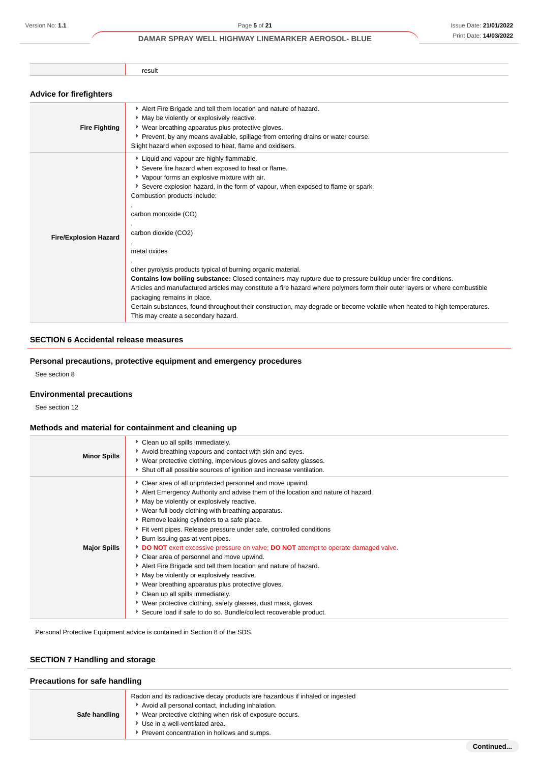| | result |
|---|---|

### Advice for firefighters

| | |
|---|---|
| **Fire Fighting** | ‣ Alert Fire Brigade and tell them location and nature of hazard.<br>‣ May be violently or explosively reactive.<br>‣ Wear breathing apparatus plus protective gloves.<br>‣ Prevent, by any means available, spillage from entering drains or water course.<br>Slight hazard when exposed to heat, flame and oxidisers. |
| **Fire/Explosion Hazard** | ‣ Liquid and vapour are highly flammable.<br>‣ Severe fire hazard when exposed to heat or flame.<br>‣ Vapour forms an explosive mixture with air.<br>‣ Severe explosion hazard, in the form of vapour, when exposed to flame or spark.<br>Combustion products include:<br>,<br>carbon monoxide (CO)<br>,<br>carbon dioxide (CO2)<br>,<br>metal oxides<br>,<br>other pyrolysis products typical of burning organic material.<br>**Contains low boiling substance:** Closed containers may rupture due to pressure buildup under fire conditions.<br>Articles and manufactured articles may constitute a fire hazard where polymers form their outer layers or where combustible packaging remains in place.<br>Certain substances, found throughout their construction, may degrade or become volatile when heated to high temperatures. This may create a secondary hazard. |

## SECTION 6 Accidental release measures

### Personal precautions, protective equipment and emergency procedures

See section 8

### Environmental precautions

See section 12

### Methods and material for containment and cleaning up

| | |
|---|---|
| **Minor Spills** | ‣ Clean up all spills immediately.<br>‣ Avoid breathing vapours and contact with skin and eyes.<br>‣ Wear protective clothing, impervious gloves and safety glasses.<br>‣ Shut off all possible sources of ignition and increase ventilation. |
| **Major Spills** | ‣ Clear area of all unprotected personnel and move upwind.<br>‣ Alert Emergency Authority and advise them of the location and nature of hazard.<br>‣ May be violently or explosively reactive.<br>‣ Wear full body clothing with breathing apparatus.<br>‣ Remove leaking cylinders to a safe place.<br>‣ Fit vent pipes. Release pressure under safe, controlled conditions<br>‣ Burn issuing gas at vent pipes.<br>‣ **DO NOT** exert excessive pressure on valve; **DO NOT** attempt to operate damaged valve.<br>‣ Clear area of personnel and move upwind.<br>‣ Alert Fire Brigade and tell them location and nature of hazard.<br>‣ May be violently or explosively reactive.<br>‣ Wear breathing apparatus plus protective gloves.<br>‣ Clean up all spills immediately.<br>‣ Wear protective clothing, safety glasses, dust mask, gloves.<br>‣ Secure load if safe to do so. Bundle/collect recoverable product. |

Personal Protective Equipment advice is contained in Section 8 of the SDS.

## SECTION 7 Handling and storage

### Precautions for safe handling

| | |
|---|---|
| **Safe handling** | Radon and its radioactive decay products are hazardous if inhaled or ingested<br>‣ Avoid all personal contact, including inhalation.<br>‣ Wear protective clothing when risk of exposure occurs.<br>‣ Use in a well-ventilated area.<br>‣ Prevent concentration in hollows and sumps. |

Continued...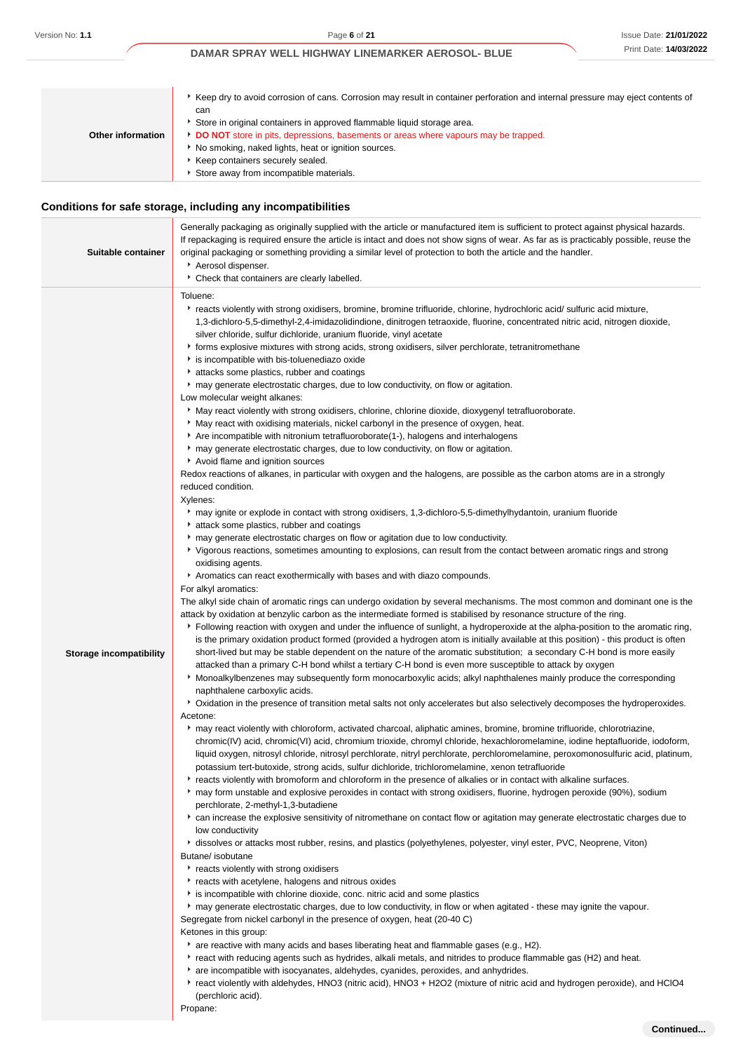| | |
|---|---|
| **Other information** | - Keep dry to avoid corrosion of cans. Corrosion may result in container perforation and internal pressure may eject contents of can<br>- Store in original containers in approved flammable liquid storage area.<br>- **DO NOT** store in pits, depressions, basements or areas where vapours may be trapped.<br>- No smoking, naked lights, heat or ignition sources.<br>- Keep containers securely sealed.<br>- Store away from incompatible materials. |

### Conditions for safe storage, including any incompatibilities

| | |
|---|---|
| **Suitable container** | Generally packaging as originally supplied with the article or manufactured item is sufficient to protect against physical hazards. If repackaging is required ensure the article is intact and does not show signs of wear. As far as is practicably possible, reuse the original packaging or something providing a similar level of protection to both the article and the handler.<br>- Aerosol dispenser.<br>- Check that containers are clearly labelled. |
| **Storage incompatibility** | Toluene:<br>- reacts violently with strong oxidisers, bromine, bromine trifluoride, chlorine, hydrochloric acid/ sulfuric acid mixture, 1,3-dichloro-5,5-dimethyl-2,4-imidazolidindione, dinitrogen tetraoxide, fluorine, concentrated nitric acid, nitrogen dioxide, silver chloride, sulfur dichloride, uranium fluoride, vinyl acetate<br>- forms explosive mixtures with strong acids, strong oxidisers, silver perchlorate, tetranitromethane<br>- is incompatible with bis-toluenediazo oxide<br>- attacks some plastics, rubber and coatings<br>- may generate electrostatic charges, due to low conductivity, on flow or agitation.<br>Low molecular weight alkanes:<br>- May react violently with strong oxidisers, chlorine, chlorine dioxide, dioxygenyl tetrafluoroborate.<br>- May react with oxidising materials, nickel carbonyl in the presence of oxygen, heat.<br>- Are incompatible with nitronium tetrafluoroborate(1-), halogens and interhalogens<br>- may generate electrostatic charges, due to low conductivity, on flow or agitation.<br>- Avoid flame and ignition sources<br>Redox reactions of alkanes, in particular with oxygen and the halogens, are possible as the carbon atoms are in a strongly reduced condition.<br>Xylenes:<br>- may ignite or explode in contact with strong oxidisers, 1,3-dichloro-5,5-dimethylhydantoin, uranium fluoride<br>- attack some plastics, rubber and coatings<br>- may generate electrostatic charges on flow or agitation due to low conductivity.<br>- Vigorous reactions, sometimes amounting to explosions, can result from the contact between aromatic rings and strong oxidising agents.<br>- Aromatics can react exothermically with bases and with diazo compounds.<br>For alkyl aromatics:<br>The alkyl side chain of aromatic rings can undergo oxidation by several mechanisms. The most common and dominant one is the attack by oxidation at benzylic carbon as the intermediate formed is stabilised by resonance structure of the ring.<br>- Following reaction with oxygen and under the influence of sunlight, a hydroperoxide at the alpha-position to the aromatic ring, is the primary oxidation product formed (provided a hydrogen atom is initially available at this position) - this product is often short-lived but may be stable dependent on the nature of the aromatic substitution; a secondary C-H bond is more easily attacked than a primary C-H bond whilst a tertiary C-H bond is even more susceptible to attack by oxygen<br>- Monoalkylbenzenes may subsequently form monocarboxylic acids; alkyl naphthalenes mainly produce the corresponding naphthalene carboxylic acids.<br>- Oxidation in the presence of transition metal salts not only accelerates but also selectively decomposes the hydroperoxides.<br>Acetone:<br>- may react violently with chloroform, activated charcoal, aliphatic amines, bromine, bromine trifluoride, chlorotriazine, chromic(IV) acid, chromic(VI) acid, chromium trioxide, chromyl chloride, hexachloromelamine, iodine heptafluoride, iodoform, liquid oxygen, nitrosyl chloride, nitrosyl perchlorate, nitryl perchlorate, perchloromelamine, peroxomonosulfuric acid, platinum, potassium tert-butoxide, strong acids, sulfur dichloride, trichloromelamine, xenon tetrafluoride<br>- reacts violently with bromoform and chloroform in the presence of alkalies or in contact with alkaline surfaces.<br>- may form unstable and explosive peroxides in contact with strong oxidisers, fluorine, hydrogen peroxide (90%), sodium perchlorate, 2-methyl-1,3-butadiene<br>- can increase the explosive sensitivity of nitromethane on contact flow or agitation may generate electrostatic charges due to low conductivity<br>- dissolves or attacks most rubber, resins, and plastics (polyethylenes, polyester, vinyl ester, PVC, Neoprene, Viton)<br>Butane/ isobutane<br>- reacts violently with strong oxidisers<br>- reacts with acetylene, halogens and nitrous oxides<br>- is incompatible with chlorine dioxide, conc. nitric acid and some plastics<br>- may generate electrostatic charges, due to low conductivity, in flow or when agitated - these may ignite the vapour.<br>Segregate from nickel carbonyl in the presence of oxygen, heat (20-40 C)<br>Ketones in this group:<br>- are reactive with many acids and bases liberating heat and flammable gases (e.g., $H_2$).<br>- react with reducing agents such as hydrides, alkali metals, and nitrides to produce flammable gas ($H_2$) and heat.<br>- are incompatible with isocyanates, aldehydes, cyanides, peroxides, and anhydrides.<br>- react violently with aldehydes, $HNO_3$ (nitric acid), $HNO_3$ + $H_2O_2$ (mixture of nitric acid and hydrogen peroxide), and $HClO_4$ (perchloric acid).<br>Propane: |

Continued...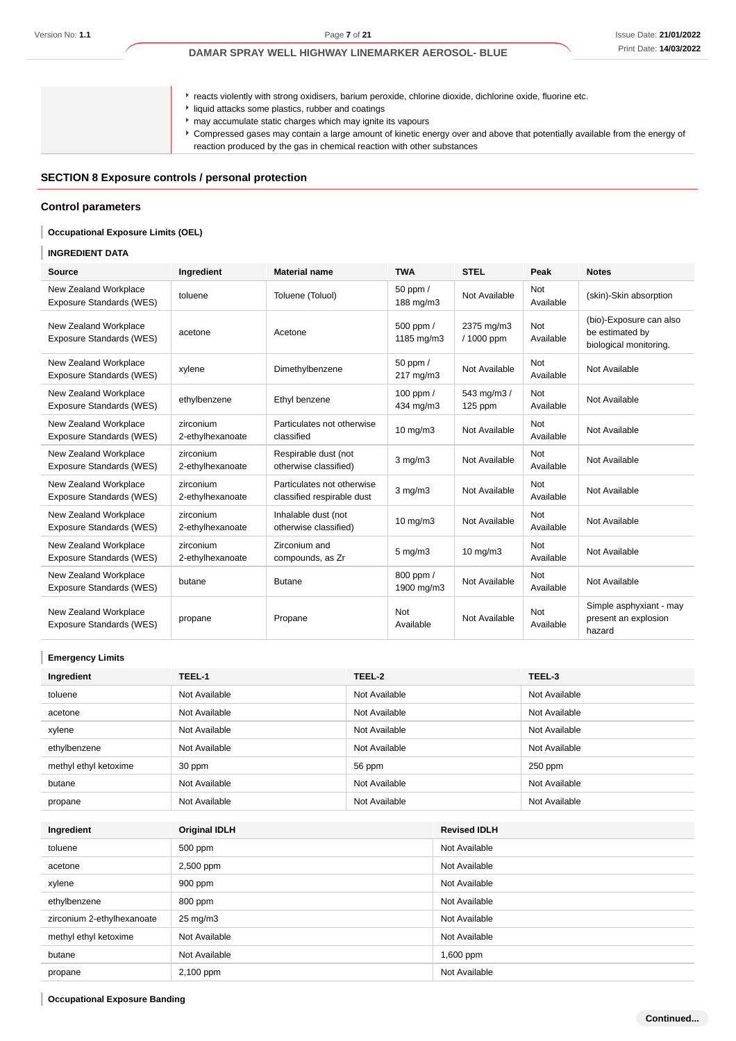| | |
|---|---|
| | ‣ reacts violently with strong oxidisers, barium peroxide, chlorine dioxide, dichlorine oxide, fluorine etc.<br>‣ liquid attacks some plastics, rubber and coatings<br>‣ may accumulate static charges which may ignite its vapours<br>‣ Compressed gases may contain a large amount of kinetic energy over and above that potentially available from the energy of reaction produced by the gas in chemical reaction with other substances |

## SECTION 8 Exposure controls / personal protection

### Control parameters

**Occupational Exposure Limits (OEL)**

**INGREDIENT DATA**

| Source | Ingredient | Material name | TWA | STEL | Peak | Notes |
|---|---|---|---|---|---|---|
| New Zealand Workplace Exposure Standards (WES) | toluene | Toluene (Toluol) | 50 ppm / 188 mg/m3 | Not Available | Not Available | (skin)-Skin absorption |
| New Zealand Workplace Exposure Standards (WES) | acetone | Acetone | 500 ppm / 1185 mg/m3 | 2375 mg/m3 / 1000 ppm | Not Available | (bio)-Exposure can also be estimated by biological monitoring. |
| New Zealand Workplace Exposure Standards (WES) | xylene | Dimethylbenzene | 50 ppm / 217 mg/m3 | Not Available | Not Available | Not Available |
| New Zealand Workplace Exposure Standards (WES) | ethylbenzene | Ethyl benzene | 100 ppm / 434 mg/m3 | 543 mg/m3 / 125 ppm | Not Available | Not Available |
| New Zealand Workplace Exposure Standards (WES) | zirconium 2-ethylhexanoate | Particulates not otherwise classified | 10 mg/m3 | Not Available | Not Available | Not Available |
| New Zealand Workplace Exposure Standards (WES) | zirconium 2-ethylhexanoate | Respirable dust (not otherwise classified) | 3 mg/m3 | Not Available | Not Available | Not Available |
| New Zealand Workplace Exposure Standards (WES) | zirconium 2-ethylhexanoate | Particulates not otherwise classified respirable dust | 3 mg/m3 | Not Available | Not Available | Not Available |
| New Zealand Workplace Exposure Standards (WES) | zirconium 2-ethylhexanoate | Inhalable dust (not otherwise classified) | 10 mg/m3 | Not Available | Not Available | Not Available |
| New Zealand Workplace Exposure Standards (WES) | zirconium 2-ethylhexanoate | Zirconium and compounds, as Zr | 5 mg/m3 | 10 mg/m3 | Not Available | Not Available |
| New Zealand Workplace Exposure Standards (WES) | butane | Butane | 800 ppm / 1900 mg/m3 | Not Available | Not Available | Not Available |
| New Zealand Workplace Exposure Standards (WES) | propane | Propane | Not Available | Not Available | Not Available | Simple asphyxiant - may present an explosion hazard |

**Emergency Limits**

| Ingredient | TEEL-1 | TEEL-2 | TEEL-3 |
|---|---|---|---|
| toluene | Not Available | Not Available | Not Available |
| acetone | Not Available | Not Available | Not Available |
| xylene | Not Available | Not Available | Not Available |
| ethylbenzene | Not Available | Not Available | Not Available |
| methyl ethyl ketoxime | 30 ppm | 56 ppm | 250 ppm |
| butane | Not Available | Not Available | Not Available |
| propane | Not Available | Not Available | Not Available |

| Ingredient | Original IDLH | Revised IDLH |
|---|---|---|
| toluene | 500 ppm | Not Available |
| acetone | 2,500 ppm | Not Available |
| xylene | 900 ppm | Not Available |
| ethylbenzene | 800 ppm | Not Available |
| zirconium 2-ethylhexanoate | 25 mg/m3 | Not Available |
| methyl ethyl ketoxime | Not Available | Not Available |
| butane | Not Available | 1,600 ppm |
| propane | 2,100 ppm | Not Available |

**Occupational Exposure Banding**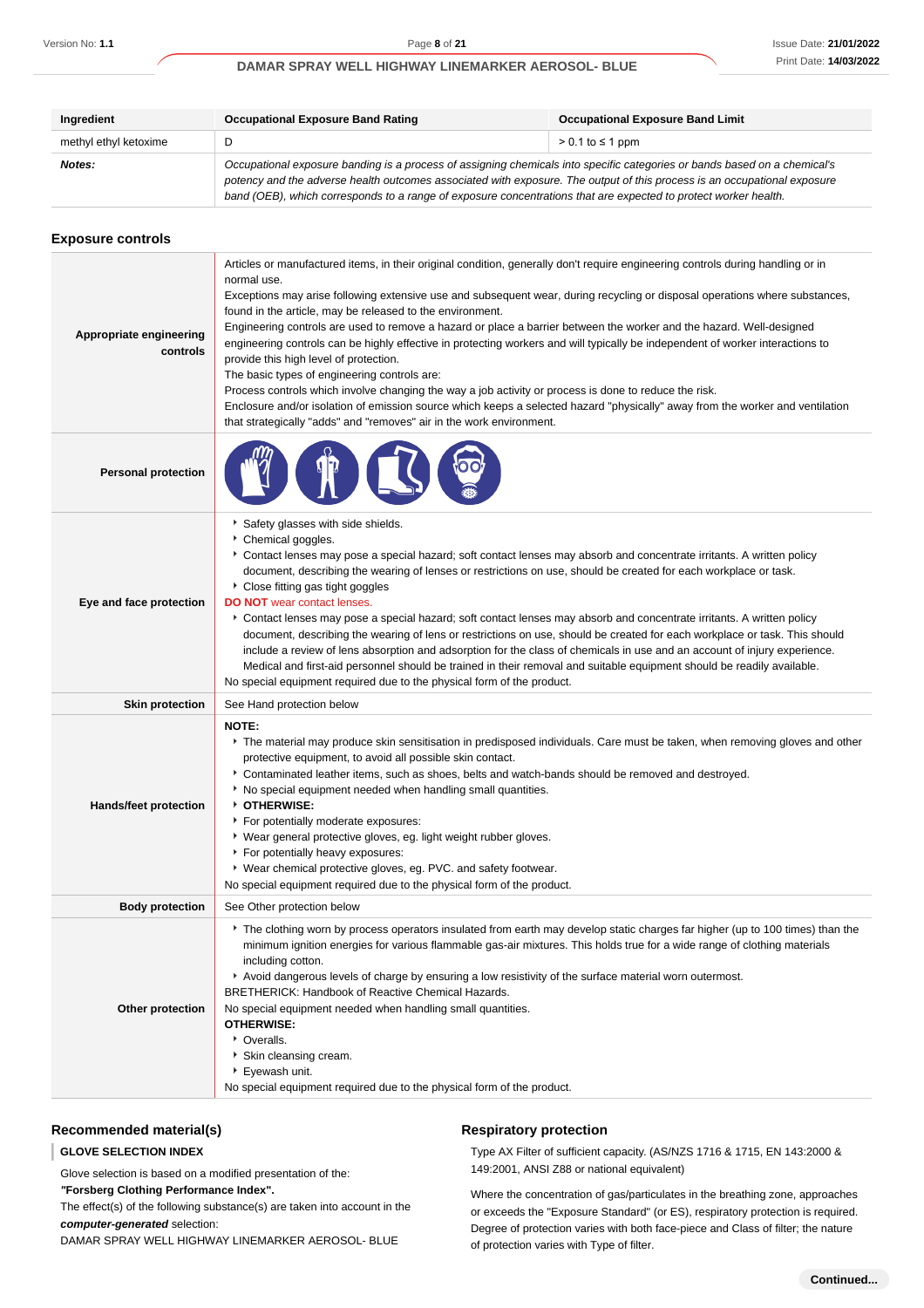| Ingredient | Occupational Exposure Band Rating | Occupational Exposure Band Limit |
|---|---|---|
| methyl ethyl ketoxime | D | > 0.1 to ≤ 1 ppm |
| ***Notes:*** | *Occupational exposure banding is a process of assigning chemicals into specific categories or bands based on a chemical's potency and the adverse health outcomes associated with exposure. The output of this process is an occupational exposure band (OEB), which corresponds to a range of exposure concentrations that are expected to protect worker health.* | |

### Exposure controls

| | |
|---|---|
| **Appropriate engineering controls** | Articles or manufactured items, in their original condition, generally don't require engineering controls during handling or in normal use.<br>Exceptions may arise following extensive use and subsequent wear, during recycling or disposal operations where substances, found in the article, may be released to the environment.<br>Engineering controls are used to remove a hazard or place a barrier between the worker and the hazard. Well-designed engineering controls can be highly effective in protecting workers and will typically be independent of worker interactions to provide this high level of protection.<br>The basic types of engineering controls are:<br>Process controls which involve changing the way a job activity or process is done to reduce the risk.<br>Enclosure and/or isolation of emission source which keeps a selected hazard "physically" away from the worker and ventilation that strategically "adds" and "removes" air in the work environment. |
| **Personal protection** | |
| **Eye and face protection** | - Safety glasses with side shields.<br>- Chemical goggles.<br>- Contact lenses may pose a special hazard; soft contact lenses may absorb and concentrate irritants. A written policy document, describing the wearing of lenses or restrictions on use, should be created for each workplace or task.<br>- Close fitting gas tight goggles<br>**DO NOT** wear contact lenses.<br>- Contact lenses may pose a special hazard; soft contact lenses may absorb and concentrate irritants. A written policy document, describing the wearing of lens or restrictions on use, should be created for each workplace or task. This should include a review of lens absorption and adsorption for the class of chemicals in use and an account of injury experience. Medical and first-aid personnel should be trained in their removal and suitable equipment should be readily available.<br>No special equipment required due to the physical form of the product. |
| **Skin protection** | See Hand protection below |
| **Hands/feet protection** | **NOTE:**<br>- The material may produce skin sensitisation in predisposed individuals. Care must be taken, when removing gloves and other protective equipment, to avoid all possible skin contact.<br>- Contaminated leather items, such as shoes, belts and watch-bands should be removed and destroyed.<br>- No special equipment needed when handling small quantities.<br>- **OTHERWISE:**<br>- For potentially moderate exposures:<br>- Wear general protective gloves, eg. light weight rubber gloves.<br>- For potentially heavy exposures:<br>- Wear chemical protective gloves, eg. PVC. and safety footwear.<br>No special equipment required due to the physical form of the product. |
| **Body protection** | See Other protection below |
| **Other protection** | - The clothing worn by process operators insulated from earth may develop static charges far higher (up to 100 times) than the minimum ignition energies for various flammable gas-air mixtures. This holds true for a wide range of clothing materials including cotton.<br>- Avoid dangerous levels of charge by ensuring a low resistivity of the surface material worn outermost.<br>BRETHERICK: Handbook of Reactive Chemical Hazards.<br>No special equipment needed when handling small quantities.<br>**OTHERWISE:**<br>- Overalls.<br>- Skin cleansing cream.<br>- Eyewash unit.<br>No special equipment required due to the physical form of the product. |

### Recommended material(s)

**GLOVE SELECTION INDEX**

Glove selection is based on a modified presentation of the:
***"Forsberg Clothing Performance Index".***
The effect(s) of the following substance(s) are taken into account in the ***computer-generated*** selection:
DAMAR SPRAY WELL HIGHWAY LINEMARKER AEROSOL- BLUE

### Respiratory protection

Type AX Filter of sufficient capacity. (AS/NZS 1716 & 1715, EN 143:2000 & 149:2001, ANSI Z88 or national equivalent)

Where the concentration of gas/particulates in the breathing zone, approaches or exceeds the "Exposure Standard" (or ES), respiratory protection is required. Degree of protection varies with both face-piece and Class of filter; the nature of protection varies with Type of filter.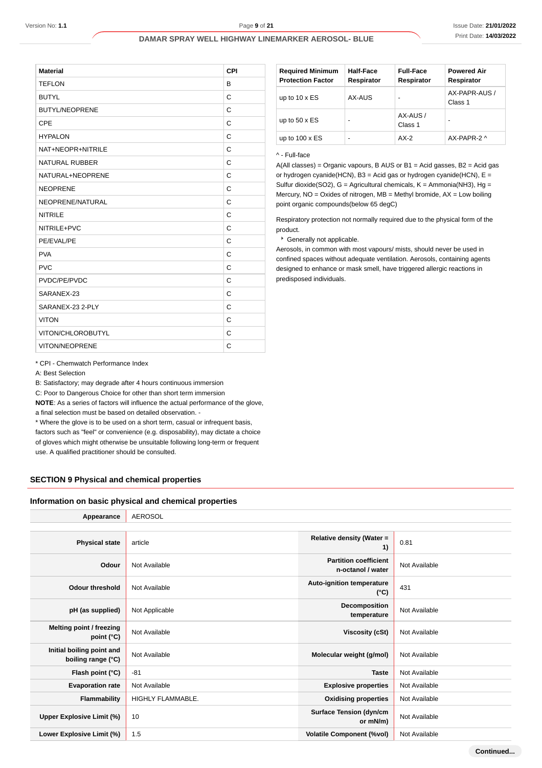| Material | CPI |
|---|---|
| TEFLON | B |
| BUTYL | C |
| BUTYL/NEOPRENE | C |
| CPE | C |
| HYPALON | C |
| NAT+NEOPR+NITRILE | C |
| NATURAL RUBBER | C |
| NATURAL+NEOPRENE | C |
| NEOPRENE | C |
| NEOPRENE/NATURAL | C |
| NITRILE | C |
| NITRILE+PVC | C |
| PE/EVAL/PE | C |
| PVA | C |
| PVC | C |
| PVDC/PE/PVDC | C |
| SARANEX-23 | C |
| SARANEX-23 2-PLY | C |
| VITON | C |
| VITON/CHLOROBUTYL | C |
| VITON/NEOPRENE | C |

* CPI - Chemwatch Performance Index

A: Best Selection

B: Satisfactory; may degrade after 4 hours continuous immersion

C: Poor to Dangerous Choice for other than short term immersion

**NOTE**: As a series of factors will influence the actual performance of the glove, a final selection must be based on detailed observation. -

* Where the glove is to be used on a short term, casual or infrequent basis, factors such as "feel" or convenience (e.g. disposability), may dictate a choice of gloves which might otherwise be unsuitable following long-term or frequent use. A qualified practitioner should be consulted.

| Required Minimum Protection Factor | Half-Face Respirator | Full-Face Respirator | Powered Air Respirator |
|---|---|---|---|
| up to 10 x ES | AX-AUS | - | AX-PAPR-AUS / Class 1 |
| up to 50 x ES | - | AX-AUS / Class 1 | - |
| up to 100 x ES | - | AX-2 | AX-PAPR-2 ^ |

^ - Full-face

A(All classes) = Organic vapours, B AUS or B1 = Acid gasses, B2 = Acid gas or hydrogen cyanide(HCN), B3 = Acid gas or hydrogen cyanide(HCN), E = Sulfur dioxide(SO2), G = Agricultural chemicals, K = Ammonia(NH3), Hg = Mercury, NO = Oxides of nitrogen, MB = Methyl bromide, AX = Low boiling point organic compounds(below 65 degC)

Respiratory protection not normally required due to the physical form of the product.

- Generally not applicable.

Aerosols, in common with most vapours/ mists, should never be used in confined spaces without adequate ventilation. Aerosols, containing agents designed to enhance or mask smell, have triggered allergic reactions in predisposed individuals.

## SECTION 9 Physical and chemical properties

### Information on basic physical and chemical properties

| | | | |
|---|---|---|---|
| **Appearance** | AEROSOL | | |
| **Physical state** | article | **Relative density (Water = 1)** | 0.81 |
| **Odour** | Not Available | **Partition coefficient n-octanol / water** | Not Available |
| **Odour threshold** | Not Available | **Auto-ignition temperature (°C)** | 431 |
| **pH (as supplied)** | Not Applicable | **Decomposition temperature** | Not Available |
| **Melting point / freezing point (°C)** | Not Available | **Viscosity (cSt)** | Not Available |
| **Initial boiling point and boiling range (°C)** | Not Available | **Molecular weight (g/mol)** | Not Available |
| **Flash point (°C)** | -81 | **Taste** | Not Available |
| **Evaporation rate** | Not Available | **Explosive properties** | Not Available |
| **Flammability** | HIGHLY FLAMMABLE. | **Oxidising properties** | Not Available |
| **Upper Explosive Limit (%)** | 10 | **Surface Tension (dyn/cm or mN/m)** | Not Available |
| **Lower Explosive Limit (%)** | 1.5 | **Volatile Component (%vol)** | Not Available |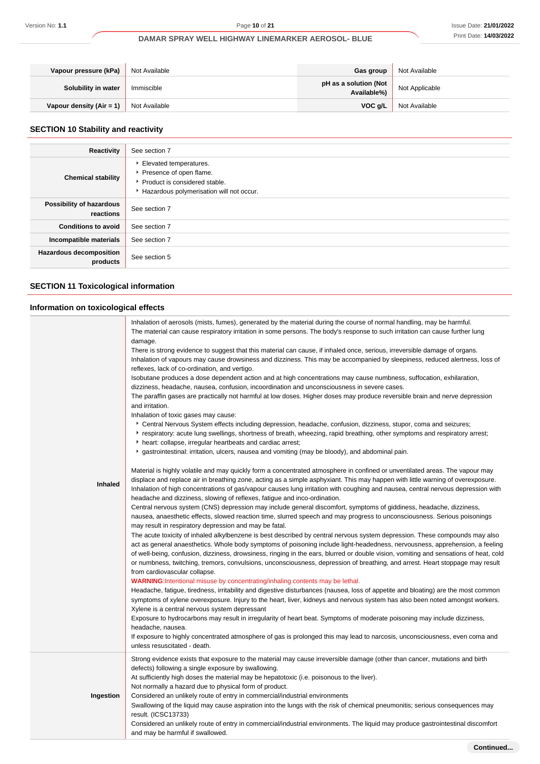| Vapour pressure (kPa) | Not Available | Gas group | Not Available |
|---|---|---|---|
| Solubility in water | Immiscible | pH as a solution (Not Available%) | Not Applicable |
| Vapour density (Air = 1) | Not Available | VOC g/L | Not Available |

## SECTION 10 Stability and reactivity

| | |
|---|---|
| Reactivity | See section 7 |
| Chemical stability | ‣ Elevated temperatures.<br>‣ Presence of open flame.<br>‣ Product is considered stable.<br>‣ Hazardous polymerisation will not occur. |
| Possibility of hazardous reactions | See section 7 |
| Conditions to avoid | See section 7 |
| Incompatible materials | See section 7 |
| Hazardous decomposition products | See section 5 |

## SECTION 11 Toxicological information

### Information on toxicological effects

| | |
|---|---|
| Inhaled | Inhalation of aerosols (mists, fumes), generated by the material during the course of normal handling, may be harmful.<br>The material can cause respiratory irritation in some persons. The body's response to such irritation can cause further lung damage.<br>There is strong evidence to suggest that this material can cause, if inhaled once, serious, irreversible damage of organs.<br>Inhalation of vapours may cause drowsiness and dizziness. This may be accompanied by sleepiness, reduced alertness, loss of reflexes, lack of co-ordination, and vertigo.<br>Isobutane produces a dose dependent action and at high concentrations may cause numbness, suffocation, exhilaration, dizziness, headache, nausea, confusion, incoordination and unconsciousness in severe cases.<br>The paraffin gases are practically not harmful at low doses. Higher doses may produce reversible brain and nerve depression and irritation.<br>Inhalation of toxic gases may cause:<br>‣ Central Nervous System effects including depression, headache, confusion, dizziness, stupor, coma and seizures;<br>‣ respiratory: acute lung swellings, shortness of breath, wheezing, rapid breathing, other symptoms and respiratory arrest;<br>‣ heart: collapse, irregular heartbeats and cardiac arrest;<br>‣ gastrointestinal: irritation, ulcers, nausea and vomiting (may be bloody), and abdominal pain.<br><br>Material is highly volatile and may quickly form a concentrated atmosphere in confined or unventilated areas. The vapour may displace and replace air in breathing zone, acting as a simple asphyxiant. This may happen with little warning of overexposure.<br>Inhalation of high concentrations of gas/vapour causes lung irritation with coughing and nausea, central nervous depression with headache and dizziness, slowing of reflexes, fatigue and inco-ordination.<br>Central nervous system (CNS) depression may include general discomfort, symptoms of giddiness, headache, dizziness, nausea, anaesthetic effects, slowed reaction time, slurred speech and may progress to unconsciousness. Serious poisonings may result in respiratory depression and may be fatal.<br>The acute toxicity of inhaled alkylbenzene is best described by central nervous system depression. These compounds may also act as general anaesthetics. Whole body symptoms of poisoning include light-headedness, nervousness, apprehension, a feeling of well-being, confusion, dizziness, drowsiness, ringing in the ears, blurred or double vision, vomiting and sensations of heat, cold or numbness, twitching, tremors, convulsions, unconsciousness, depression of breathing, and arrest. Heart stoppage may result from cardiovascular collapse.<br>**WARNING**:Intentional misuse by concentrating/inhaling contents may be lethal.<br>Headache, fatigue, tiredness, irritability and digestive disturbances (nausea, loss of appetite and bloating) are the most common symptoms of xylene overexposure. Injury to the heart, liver, kidneys and nervous system has also been noted amongst workers.<br>Xylene is a central nervous system depressant<br>Exposure to hydrocarbons may result in irregularity of heart beat. Symptoms of moderate poisoning may include dizziness, headache, nausea.<br>If exposure to highly concentrated atmosphere of gas is prolonged this may lead to narcosis, unconsciousness, even coma and unless resuscitated - death. |
| Ingestion | Strong evidence exists that exposure to the material may cause irreversible damage (other than cancer, mutations and birth defects) following a single exposure by swallowing.<br>At sufficiently high doses the material may be hepatotoxic (i.e. poisonous to the liver).<br>Not normally a hazard due to physical form of product.<br>Considered an unlikely route of entry in commercial/industrial environments<br>Swallowing of the liquid may cause aspiration into the lungs with the risk of chemical pneumonitis; serious consequences may result. (ICSC13733)<br>Considered an unlikely route of entry in commercial/industrial environments. The liquid may produce gastrointestinal discomfort and may be harmful if swallowed. |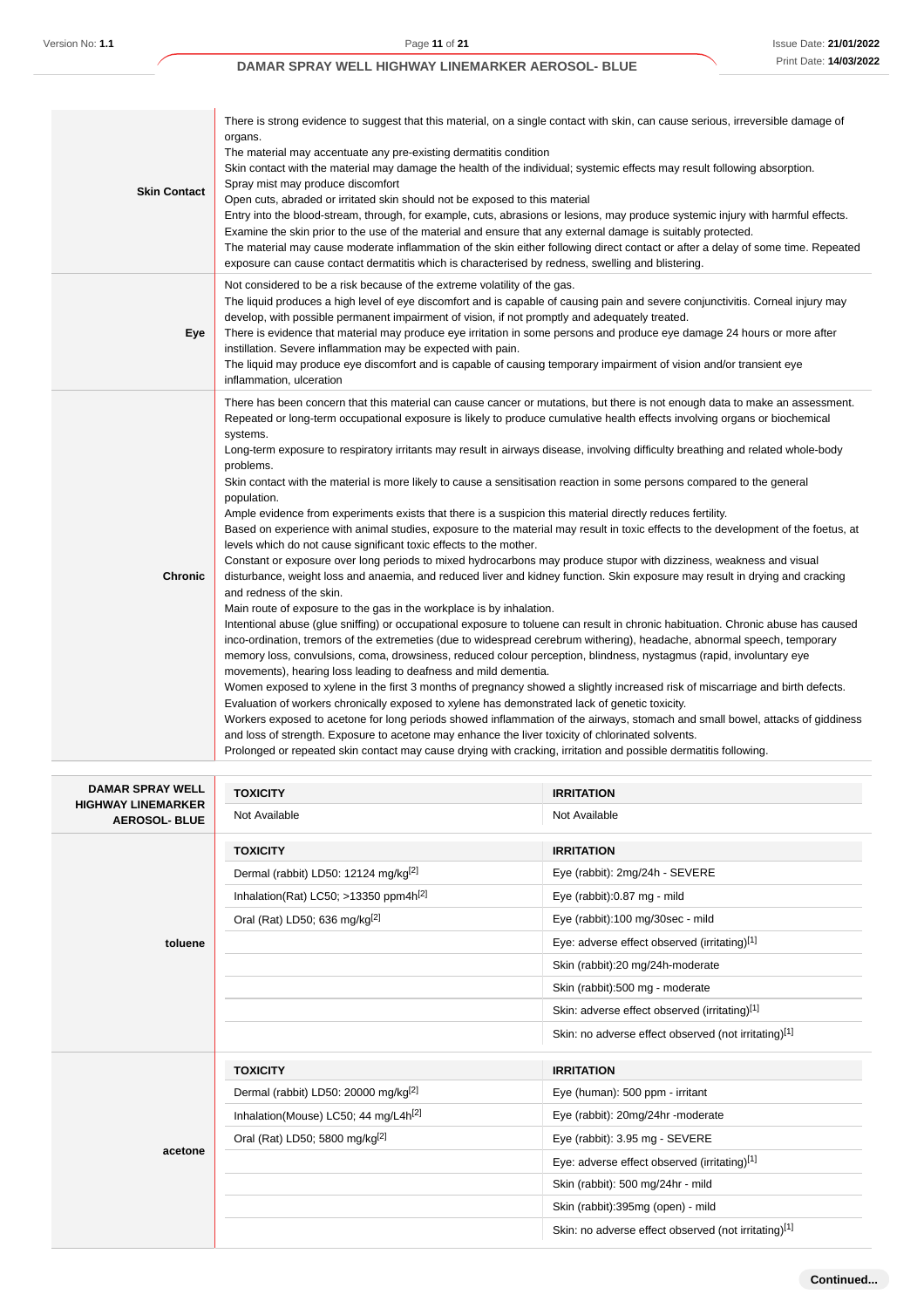| | |
|---|---|
| **Skin Contact** | There is strong evidence to suggest that this material, on a single contact with skin, can cause serious, irreversible damage of organs.<br>The material may accentuate any pre-existing dermatitis condition<br>Skin contact with the material may damage the health of the individual; systemic effects may result following absorption.<br>Spray mist may produce discomfort<br>Open cuts, abraded or irritated skin should not be exposed to this material<br>Entry into the blood-stream, through, for example, cuts, abrasions or lesions, may produce systemic injury with harmful effects. Examine the skin prior to the use of the material and ensure that any external damage is suitably protected.<br>The material may cause moderate inflammation of the skin either following direct contact or after a delay of some time. Repeated exposure can cause contact dermatitis which is characterised by redness, swelling and blistering. |
| **Eye** | Not considered to be a risk because of the extreme volatility of the gas.<br>The liquid produces a high level of eye discomfort and is capable of causing pain and severe conjunctivitis. Corneal injury may develop, with possible permanent impairment of vision, if not promptly and adequately treated.<br>There is evidence that material may produce eye irritation in some persons and produce eye damage 24 hours or more after instillation. Severe inflammation may be expected with pain.<br>The liquid may produce eye discomfort and is capable of causing temporary impairment of vision and/or transient eye inflammation, ulceration |
| **Chronic** | There has been concern that this material can cause cancer or mutations, but there is not enough data to make an assessment.<br>Repeated or long-term occupational exposure is likely to produce cumulative health effects involving organs or biochemical systems.<br>Long-term exposure to respiratory irritants may result in airways disease, involving difficulty breathing and related whole-body problems.<br>Skin contact with the material is more likely to cause a sensitisation reaction in some persons compared to the general population.<br>Ample evidence from experiments exists that there is a suspicion this material directly reduces fertility.<br>Based on experience with animal studies, exposure to the material may result in toxic effects to the development of the foetus, at levels which do not cause significant toxic effects to the mother.<br>Constant or exposure over long periods to mixed hydrocarbons may produce stupor with dizziness, weakness and visual disturbance, weight loss and anaemia, and reduced liver and kidney function. Skin exposure may result in drying and cracking and redness of the skin.<br>Main route of exposure to the gas in the workplace is by inhalation.<br>Intentional abuse (glue sniffing) or occupational exposure to toluene can result in chronic habituation. Chronic abuse has caused inco-ordination, tremors of the extremeties (due to widespread cerebrum withering), headache, abnormal speech, temporary memory loss, convulsions, coma, drowsiness, reduced colour perception, blindness, nystagmus (rapid, involuntary eye movements), hearing loss leading to deafness and mild dementia.<br>Women exposed to xylene in the first 3 months of pregnancy showed a slightly increased risk of miscarriage and birth defects. Evaluation of workers chronically exposed to xylene has demonstrated lack of genetic toxicity.<br>Workers exposed to acetone for long periods showed inflammation of the airways, stomach and small bowel, attacks of giddiness and loss of strength. Exposure to acetone may enhance the liver toxicity of chlorinated solvents.<br>Prolonged or repeated skin contact may cause drying with cracking, irritation and possible dermatitis following. |

| **DAMAR SPRAY WELL HIGHWAY LINEMARKER AEROSOL- BLUE** | **TOXICITY** | **IRRITATION** |
|---|---|---|
| | Not Available | Not Available |

| **toluene** | **TOXICITY** | **IRRITATION** |
|---|---|---|
| | Dermal (rabbit) LD50: 12124 mg/kg[2] | Eye (rabbit): 2mg/24h - SEVERE |
| | Inhalation(Rat) LC50; >13350 ppm4h[2] | Eye (rabbit):0.87 mg - mild |
| | Oral (Rat) LD50; 636 mg/kg[2] | Eye (rabbit):100 mg/30sec - mild |
| | | Eye: adverse effect observed (irritating)[1] |
| | | Skin (rabbit):20 mg/24h-moderate |
| | | Skin (rabbit):500 mg - moderate |
| | | Skin: adverse effect observed (irritating)[1] |
| | | Skin: no adverse effect observed (not irritating)[1] |

| **acetone** | **TOXICITY** | **IRRITATION** |
|---|---|---|
| | Dermal (rabbit) LD50: 20000 mg/kg[2] | Eye (human): 500 ppm - irritant |
| | Inhalation(Mouse) LC50; 44 mg/L4h[2] | Eye (rabbit): 20mg/24hr -moderate |
| | Oral (Rat) LD50; 5800 mg/kg[2] | Eye (rabbit): 3.95 mg - SEVERE |
| | | Eye: adverse effect observed (irritating)[1] |
| | | Skin (rabbit): 500 mg/24hr - mild |
| | | Skin (rabbit):395mg (open) - mild |
| | | Skin: no adverse effect observed (not irritating)[1] |

Continued...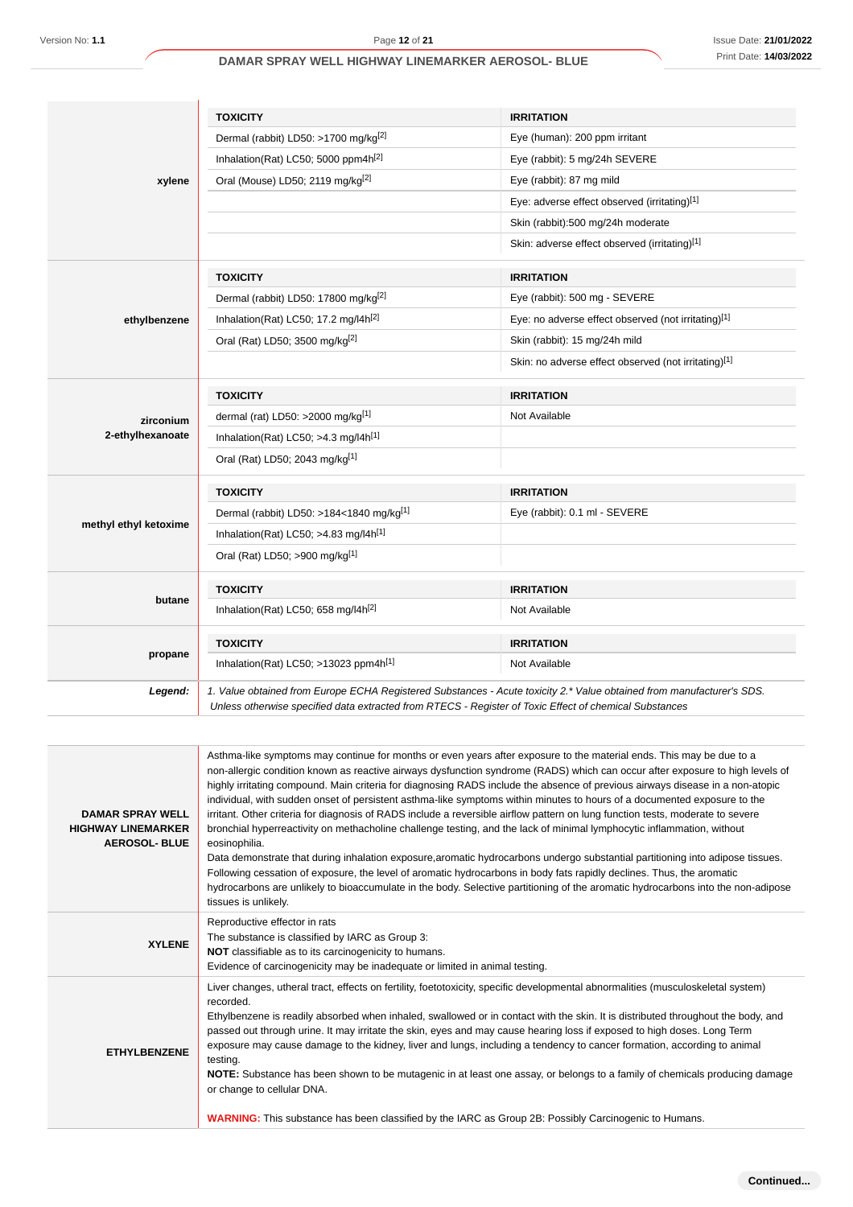| | TOXICITY | IRRITATION |
|---|---|---|
| **xylene** | Dermal (rabbit) LD50: >1700 mg/kg[2] | Eye (human): 200 ppm irritant |
| | Inhalation(Rat) LC50; 5000 ppm4h[2] | Eye (rabbit): 5 mg/24h SEVERE |
| | Oral (Mouse) LD50; 2119 mg/kg[2] | Eye (rabbit): 87 mg mild |
| | | Eye: adverse effect observed (irritating)[1] |
| | | Skin (rabbit):500 mg/24h moderate |
| | | Skin: adverse effect observed (irritating)[1] |
| | **TOXICITY** | **IRRITATION** |
| **ethylbenzene** | Dermal (rabbit) LD50: 17800 mg/kg[2] | Eye (rabbit): 500 mg - SEVERE |
| | Inhalation(Rat) LC50; 17.2 mg/l4h[2] | Eye: no adverse effect observed (not irritating)[1] |
| | Oral (Rat) LD50; 3500 mg/kg[2] | Skin (rabbit): 15 mg/24h mild |
| | | Skin: no adverse effect observed (not irritating)[1] |
| | **TOXICITY** | **IRRITATION** |
| **zirconium 2-ethylhexanoate** | dermal (rat) LD50: >2000 mg/kg[1] | Not Available |
| | Inhalation(Rat) LC50; >4.3 mg/l4h[1] | |
| | Oral (Rat) LD50; 2043 mg/kg[1] | |
| | **TOXICITY** | **IRRITATION** |
| **methyl ethyl ketoxime** | Dermal (rabbit) LD50: >184<1840 mg/kg[1] | Eye (rabbit): 0.1 ml - SEVERE |
| | Inhalation(Rat) LC50; >4.83 mg/l4h[1] | |
| | Oral (Rat) LD50; >900 mg/kg[1] | |
| | **TOXICITY** | **IRRITATION** |
| **butane** | Inhalation(Rat) LC50; 658 mg/l4h[2] | Not Available |
| | **TOXICITY** | **IRRITATION** |
| **propane** | Inhalation(Rat) LC50; >13023 ppm4h[1] | Not Available |
| ***Legend:*** | *1. Value obtained from Europe ECHA Registered Substances - Acute toxicity 2.* Value obtained from manufacturer's SDS. Unless otherwise specified data extracted from RTECS - Register of Toxic Effect of chemical Substances* | |

| | |
|---|---|
| **DAMAR SPRAY WELL HIGHWAY LINEMARKER AEROSOL- BLUE** | Asthma-like symptoms may continue for months or even years after exposure to the material ends. This may be due to a non-allergic condition known as reactive airways dysfunction syndrome (RADS) which can occur after exposure to high levels of highly irritating compound. Main criteria for diagnosing RADS include the absence of previous airways disease in a non-atopic individual, with sudden onset of persistent asthma-like symptoms within minutes to hours of a documented exposure to the irritant. Other criteria for diagnosis of RADS include a reversible airflow pattern on lung function tests, moderate to severe bronchial hyperreactivity on methacholine challenge testing, and the lack of minimal lymphocytic inflammation, without eosinophilia.<br>Data demonstrate that during inhalation exposure,aromatic hydrocarbons undergo substantial partitioning into adipose tissues. Following cessation of exposure, the level of aromatic hydrocarbons in body fats rapidly declines. Thus, the aromatic hydrocarbons are unlikely to bioaccumulate in the body. Selective partitioning of the aromatic hydrocarbons into the non-adipose tissues is unlikely. |
| **XYLENE** | Reproductive effector in rats<br>The substance is classified by IARC as Group 3:<br>**NOT** classifiable as to its carcinogenicity to humans.<br>Evidence of carcinogenicity may be inadequate or limited in animal testing. |
| **ETHYLBENZENE** | Liver changes, utheral tract, effects on fertility, foetotoxicity, specific developmental abnormalities (musculoskeletal system) recorded.<br>Ethylbenzene is readily absorbed when inhaled, swallowed or in contact with the skin. It is distributed throughout the body, and passed out through urine. It may irritate the skin, eyes and may cause hearing loss if exposed to high doses. Long Term exposure may cause damage to the kidney, liver and lungs, including a tendency to cancer formation, according to animal testing.<br>**NOTE:** Substance has been shown to be mutagenic in at least one assay, or belongs to a family of chemicals producing damage or change to cellular DNA.<br><br>**WARNING:** This substance has been classified by the IARC as Group 2B: Possibly Carcinogenic to Humans. |

**Continued...**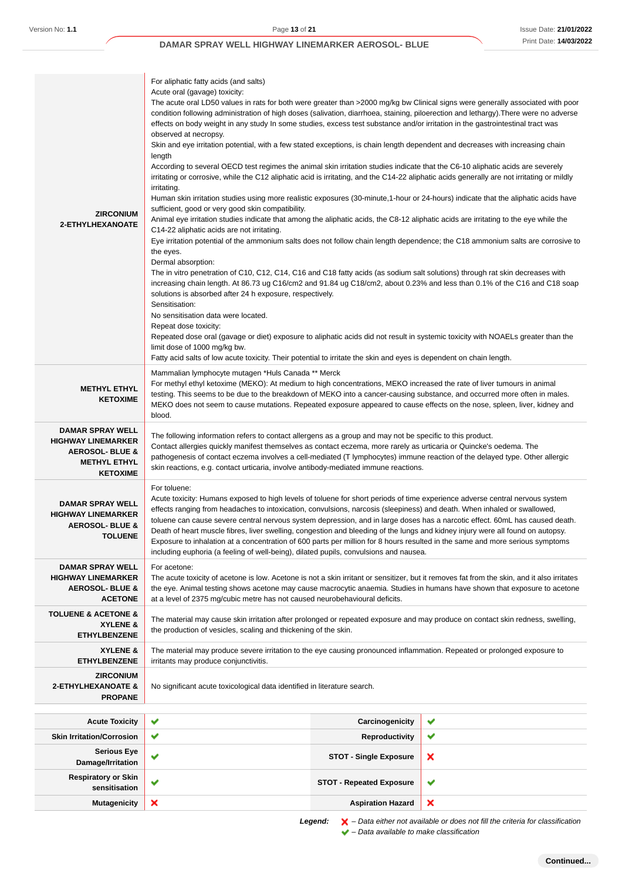| | |
|---|---|
| **ZIRCONIUM 2-ETHYLHEXANOATE** | For aliphatic fatty acids (and salts)<br>Acute oral (gavage) toxicity:<br>The acute oral LD50 values in rats for both were greater than >2000 mg/kg bw Clinical signs were generally associated with poor condition following administration of high doses (salivation, diarrhoea, staining, piloerection and lethargy).There were no adverse effects on body weight in any study In some studies, excess test substance and/or irritation in the gastrointestinal tract was observed at necropsy.<br>Skin and eye irritation potential, with a few stated exceptions, is chain length dependent and decreases with increasing chain length<br>According to several OECD test regimes the animal skin irritation studies indicate that the C6-10 aliphatic acids are severely irritating or corrosive, while the C12 aliphatic acid is irritating, and the C14-22 aliphatic acids generally are not irritating or mildly irritating.<br>Human skin irritation studies using more realistic exposures (30-minute,1-hour or 24-hours) indicate that the aliphatic acids have sufficient, good or very good skin compatibility.<br>Animal eye irritation studies indicate that among the aliphatic acids, the C8-12 aliphatic acids are irritating to the eye while the C14-22 aliphatic acids are not irritating.<br>Eye irritation potential of the ammonium salts does not follow chain length dependence; the C18 ammonium salts are corrosive to the eyes.<br>Dermal absorption:<br>The in vitro penetration of C10, C12, C14, C16 and C18 fatty acids (as sodium salt solutions) through rat skin decreases with increasing chain length. At 86.73 ug C16/cm2 and 91.84 ug C18/cm2, about 0.23% and less than 0.1% of the C16 and C18 soap solutions is absorbed after 24 h exposure, respectively.<br>Sensitisation:<br>No sensitisation data were located.<br>Repeat dose toxicity:<br>Repeated dose oral (gavage or diet) exposure to aliphatic acids did not result in systemic toxicity with NOAELs greater than the limit dose of 1000 mg/kg bw.<br>Fatty acid salts of low acute toxicity. Their potential to irritate the skin and eyes is dependent on chain length. |
| **METHYL ETHYL KETOXIME** | Mammalian lymphocyte mutagen *Huls Canada ** Merck<br>For methyl ethyl ketoxime (MEKO): At medium to high concentrations, MEKO increased the rate of liver tumours in animal testing. This seems to be due to the breakdown of MEKO into a cancer-causing substance, and occurred more often in males. MEKO does not seem to cause mutations. Repeated exposure appeared to cause effects on the nose, spleen, liver, kidney and blood. |
| **DAMAR SPRAY WELL HIGHWAY LINEMARKER AEROSOL- BLUE & METHYL ETHYL KETOXIME** | The following information refers to contact allergens as a group and may not be specific to this product.<br>Contact allergies quickly manifest themselves as contact eczema, more rarely as urticaria or Quincke's oedema. The pathogenesis of contact eczema involves a cell-mediated (T lymphocytes) immune reaction of the delayed type. Other allergic skin reactions, e.g. contact urticaria, involve antibody-mediated immune reactions. |
| **DAMAR SPRAY WELL HIGHWAY LINEMARKER AEROSOL- BLUE & TOLUENE** | For toluene:<br>Acute toxicity: Humans exposed to high levels of toluene for short periods of time experience adverse central nervous system effects ranging from headaches to intoxication, convulsions, narcosis (sleepiness) and death. When inhaled or swallowed, toluene can cause severe central nervous system depression, and in large doses has a narcotic effect. 60mL has caused death. Death of heart muscle fibres, liver swelling, congestion and bleeding of the lungs and kidney injury were all found on autopsy.<br>Exposure to inhalation at a concentration of 600 parts per million for 8 hours resulted in the same and more serious symptoms including euphoria (a feeling of well-being), dilated pupils, convulsions and nausea. |
| **DAMAR SPRAY WELL HIGHWAY LINEMARKER AEROSOL- BLUE & ACETONE** | For acetone:<br>The acute toxicity of acetone is low. Acetone is not a skin irritant or sensitizer, but it removes fat from the skin, and it also irritates the eye. Animal testing shows acetone may cause macrocytic anaemia. Studies in humans have shown that exposure to acetone at a level of 2375 mg/cubic metre has not caused neurobehavioural deficits. |
| **TOLUENE & ACETONE & XYLENE & ETHYLBENZENE** | The material may cause skin irritation after prolonged or repeated exposure and may produce on contact skin redness, swelling, the production of vesicles, scaling and thickening of the skin. |
| **XYLENE & ETHYLBENZENE** | The material may produce severe irritation to the eye causing pronounced inflammation. Repeated or prolonged exposure to irritants may produce conjunctivitis. |
| **ZIRCONIUM 2-ETHYLHEXANOATE & PROPANE** | No significant acute toxicological data identified in literature search. |

| | | | |
|---|---|---|---|
| **Acute Toxicity** | ✔ | **Carcinogenicity** | ✔ |
| **Skin Irritation/Corrosion** | ✔ | **Reproductivity** | ✔ |
| **Serious Eye Damage/Irritation** | ✔ | **STOT - Single Exposure** | ✘ |
| **Respiratory or Skin sensitisation** | ✔ | **STOT - Repeated Exposure** | ✔ |
| **Mutagenicity** | ✘ | **Aspiration Hazard** | ✘ |

***Legend:*** ✘ *– Data either not available or does not fill the criteria for classification*
✔ *– Data available to make classification*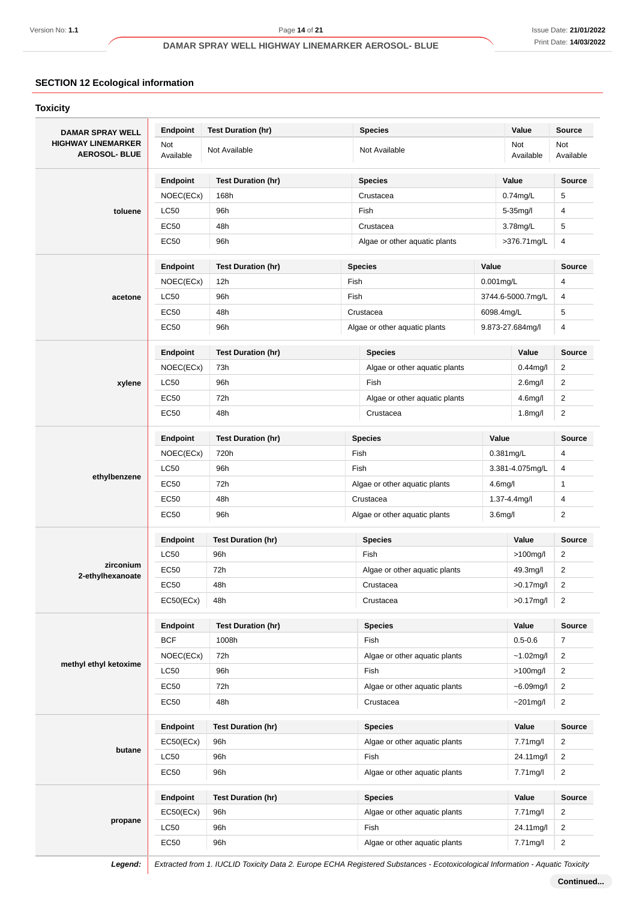## SECTION 12 Ecological information

### Toxicity

| Component | Endpoint | Test Duration (hr) | Species | Value | Source |
|---|---|---|---|---|---|
| **DAMAR SPRAY WELL HIGHWAY LINEMARKER AEROSOL- BLUE** | Not Available | Not Available | Not Available | Not Available | Not Available |
| **toluene** | NOEC(ECx) | 168h | Crustacea | 0.74mg/L | 5 |
| | LC50 | 96h | Fish | 5-35mg/l | 4 |
| | EC50 | 48h | Crustacea | 3.78mg/L | 5 |
| | EC50 | 96h | Algae or other aquatic plants | >376.71mg/L | 4 |
| **acetone** | NOEC(ECx) | 12h | Fish | 0.001mg/L | 4 |
| | LC50 | 96h | Fish | 3744.6-5000.7mg/L | 4 |
| | EC50 | 48h | Crustacea | 6098.4mg/L | 5 |
| | EC50 | 96h | Algae or other aquatic plants | 9.873-27.684mg/l | 4 |
| **xylene** | NOEC(ECx) | 73h | Algae or other aquatic plants | 0.44mg/l | 2 |
| | LC50 | 96h | Fish | 2.6mg/l | 2 |
| | EC50 | 72h | Algae or other aquatic plants | 4.6mg/l | 2 |
| | EC50 | 48h | Crustacea | 1.8mg/l | 2 |
| **ethylbenzene** | NOEC(ECx) | 720h | Fish | 0.381mg/L | 4 |
| | LC50 | 96h | Fish | 3.381-4.075mg/L | 4 |
| | EC50 | 72h | Algae or other aquatic plants | 4.6mg/l | 1 |
| | EC50 | 48h | Crustacea | 1.37-4.4mg/l | 4 |
| | EC50 | 96h | Algae or other aquatic plants | 3.6mg/l | 2 |
| **zirconium 2-ethylhexanoate** | LC50 | 96h | Fish | >100mg/l | 2 |
| | EC50 | 72h | Algae or other aquatic plants | 49.3mg/l | 2 |
| | EC50 | 48h | Crustacea | >0.17mg/l | 2 |
| | EC50(ECx) | 48h | Crustacea | >0.17mg/l | 2 |
| **methyl ethyl ketoxime** | BCF | 1008h | Fish | 0.5-0.6 | 7 |
| | NOEC(ECx) | 72h | Algae or other aquatic plants | ~1.02mg/l | 2 |
| | LC50 | 96h | Fish | >100mg/l | 2 |
| | EC50 | 72h | Algae or other aquatic plants | ~6.09mg/l | 2 |
| | EC50 | 48h | Crustacea | ~201mg/l | 2 |
| **butane** | EC50(ECx) | 96h | Algae or other aquatic plants | 7.71mg/l | 2 |
| | LC50 | 96h | Fish | 24.11mg/l | 2 |
| | EC50 | 96h | Algae or other aquatic plants | 7.71mg/l | 2 |
| **propane** | EC50(ECx) | 96h | Algae or other aquatic plants | 7.71mg/l | 2 |
| | LC50 | 96h | Fish | 24.11mg/l | 2 |
| | EC50 | 96h | Algae or other aquatic plants | 7.71mg/l | 2 |

***Legend:*** *Extracted from 1. IUCLID Toxicity Data 2. Europe ECHA Registered Substances - Ecotoxicological Information - Aquatic Toxicity*

**Continued...**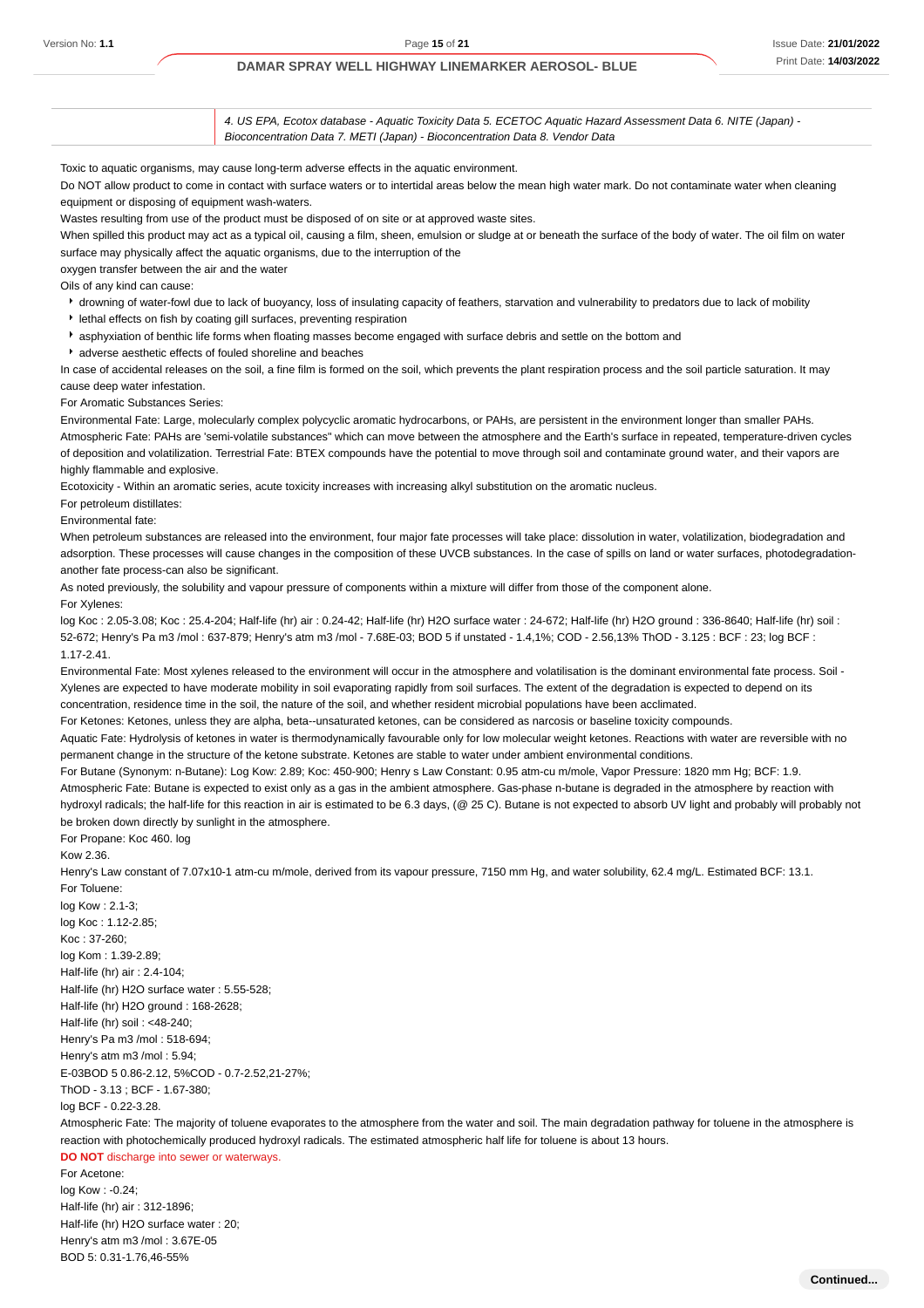| | *4. US EPA, Ecotox database - Aquatic Toxicity Data 5. ECETOC Aquatic Hazard Assessment Data 6. NITE (Japan) - Bioconcentration Data 7. METI (Japan) - Bioconcentration Data 8. Vendor Data* |
|---|---|

Toxic to aquatic organisms, may cause long-term adverse effects in the aquatic environment.

Do NOT allow product to come in contact with surface waters or to intertidal areas below the mean high water mark. Do not contaminate water when cleaning equipment or disposing of equipment wash-waters.

Wastes resulting from use of the product must be disposed of on site or at approved waste sites.

When spilled this product may act as a typical oil, causing a film, sheen, emulsion or sludge at or beneath the surface of the body of water. The oil film on water surface may physically affect the aquatic organisms, due to the interruption of the

oxygen transfer between the air and the water

Oils of any kind can cause:

- drowning of water-fowl due to lack of buoyancy, loss of insulating capacity of feathers, starvation and vulnerability to predators due to lack of mobility
- lethal effects on fish by coating gill surfaces, preventing respiration
- asphyxiation of benthic life forms when floating masses become engaged with surface debris and settle on the bottom and
- adverse aesthetic effects of fouled shoreline and beaches

In case of accidental releases on the soil, a fine film is formed on the soil, which prevents the plant respiration process and the soil particle saturation. It may cause deep water infestation.

For Aromatic Substances Series:

Environmental Fate: Large, molecularly complex polycyclic aromatic hydrocarbons, or PAHs, are persistent in the environment longer than smaller PAHs.

Atmospheric Fate: PAHs are 'semi-volatile substances" which can move between the atmosphere and the Earth's surface in repeated, temperature-driven cycles of deposition and volatilization. Terrestrial Fate: BTEX compounds have the potential to move through soil and contaminate ground water, and their vapors are highly flammable and explosive.

Ecotoxicity - Within an aromatic series, acute toxicity increases with increasing alkyl substitution on the aromatic nucleus.

For petroleum distillates:

Environmental fate:

When petroleum substances are released into the environment, four major fate processes will take place: dissolution in water, volatilization, biodegradation and adsorption. These processes will cause changes in the composition of these UVCB substances. In the case of spills on land or water surfaces, photodegradation-another fate process-can also be significant.

As noted previously, the solubility and vapour pressure of components within a mixture will differ from those of the component alone.

For Xylenes:

log Koc : 2.05-3.08; Koc : 25.4-204; Half-life (hr) air : 0.24-42; Half-life (hr) H2O surface water : 24-672; Half-life (hr) H2O ground : 336-8640; Half-life (hr) soil : 52-672; Henry's Pa m3 /mol : 637-879; Henry's atm m3 /mol - 7.68E-03; BOD 5 if unstated - 1.4,1%; COD - 2.56,13% ThOD - 3.125 : BCF : 23; log BCF : 1.17-2.41.

Environmental Fate: Most xylenes released to the environment will occur in the atmosphere and volatilisation is the dominant environmental fate process. Soil - Xylenes are expected to have moderate mobility in soil evaporating rapidly from soil surfaces. The extent of the degradation is expected to depend on its concentration, residence time in the soil, the nature of the soil, and whether resident microbial populations have been acclimated.

For Ketones: Ketones, unless they are alpha, beta--unsaturated ketones, can be considered as narcosis or baseline toxicity compounds.

Aquatic Fate: Hydrolysis of ketones in water is thermodynamically favourable only for low molecular weight ketones. Reactions with water are reversible with no permanent change in the structure of the ketone substrate. Ketones are stable to water under ambient environmental conditions.

For Butane (Synonym: n-Butane): Log Kow: 2.89; Koc: 450-900; Henry s Law Constant: 0.95 atm-cu m/mole, Vapor Pressure: 1820 mm Hg; BCF: 1.9.

Atmospheric Fate: Butane is expected to exist only as a gas in the ambient atmosphere. Gas-phase n-butane is degraded in the atmosphere by reaction with hydroxyl radicals; the half-life for this reaction in air is estimated to be 6.3 days, (@ 25 C). Butane is not expected to absorb UV light and probably will probably not be broken down directly by sunlight in the atmosphere.

For Propane: Koc 460. log

Kow 2.36.

Henry's Law constant of 7.07x10-1 atm-cu m/mole, derived from its vapour pressure, 7150 mm Hg, and water solubility, 62.4 mg/L. Estimated BCF: 13.1.

For Toluene:

log Kow : 2.1-3;

log Koc : 1.12-2.85;

Koc : 37-260;

log Kom : 1.39-2.89;

Half-life (hr) air : 2.4-104;

Half-life (hr) H2O surface water : 5.55-528;

Half-life (hr) H2O ground : 168-2628;

Half-life (hr) soil : <48-240;

Henry's Pa m3 /mol : 518-694;

Henry's atm m3 /mol : 5.94;

E-03BOD 5 0.86-2.12, 5%COD - 0.7-2.52,21-27%;

ThOD - 3.13 ; BCF - 1.67-380;

log BCF - 0.22-3.28.

Atmospheric Fate: The majority of toluene evaporates to the atmosphere from the water and soil. The main degradation pathway for toluene in the atmosphere is reaction with photochemically produced hydroxyl radicals. The estimated atmospheric half life for toluene is about 13 hours.

**DO NOT** discharge into sewer or waterways.

For Acetone:

log Kow : -0.24;

Half-life (hr) air : 312-1896;

Half-life (hr) H2O surface water : 20;

Henry's atm m3 /mol : 3.67E-05

BOD 5: 0.31-1.76,46-55%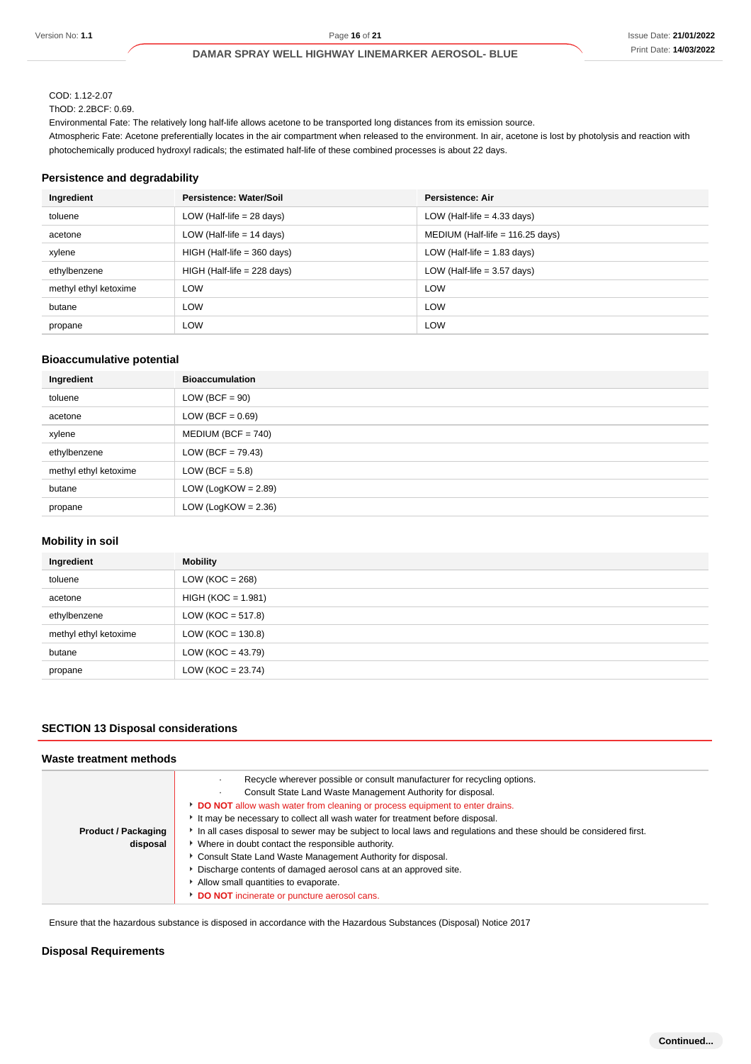COD: 1.12-2.07
ThOD: 2.2BCF: 0.69.
Environmental Fate: The relatively long half-life allows acetone to be transported long distances from its emission source.
Atmospheric Fate: Acetone preferentially locates in the air compartment when released to the environment. In air, acetone is lost by photolysis and reaction with photochemically produced hydroxyl radicals; the estimated half-life of these combined processes is about 22 days.

### Persistence and degradability

| Ingredient | Persistence: Water/Soil | Persistence: Air |
|---|---|---|
| toluene | LOW (Half-life = 28 days) | LOW (Half-life = 4.33 days) |
| acetone | LOW (Half-life = 14 days) | MEDIUM (Half-life = 116.25 days) |
| xylene | HIGH (Half-life = 360 days) | LOW (Half-life = 1.83 days) |
| ethylbenzene | HIGH (Half-life = 228 days) | LOW (Half-life = 3.57 days) |
| methyl ethyl ketoxime | LOW | LOW |
| butane | LOW | LOW |
| propane | LOW | LOW |

### Bioaccumulative potential

| Ingredient | Bioaccumulation |
|---|---|
| toluene | LOW (BCF = 90) |
| acetone | LOW (BCF = 0.69) |
| xylene | MEDIUM (BCF = 740) |
| ethylbenzene | LOW (BCF = 79.43) |
| methyl ethyl ketoxime | LOW (BCF = 5.8) |
| butane | LOW (LogKOW = 2.89) |
| propane | LOW (LogKOW = 2.36) |

### Mobility in soil

| Ingredient | Mobility |
|---|---|
| toluene | LOW (KOC = 268) |
| acetone | HIGH (KOC = 1.981) |
| ethylbenzene | LOW (KOC = 517.8) |
| methyl ethyl ketoxime | LOW (KOC = 130.8) |
| butane | LOW (KOC = 43.79) |
| propane | LOW (KOC = 23.74) |

## SECTION 13 Disposal considerations

### Waste treatment methods

| | |
|---|---|
| **Product / Packaging disposal** | · Recycle wherever possible or consult manufacturer for recycling options.<br>· Consult State Land Waste Management Authority for disposal.<br>▸ **DO NOT** allow wash water from cleaning or process equipment to enter drains.<br>▸ It may be necessary to collect all wash water for treatment before disposal.<br>▸ In all cases disposal to sewer may be subject to local laws and regulations and these should be considered first.<br>▸ Where in doubt contact the responsible authority.<br>▸ Consult State Land Waste Management Authority for disposal.<br>▸ Discharge contents of damaged aerosol cans at an approved site.<br>▸ Allow small quantities to evaporate.<br>▸ **DO NOT** incinerate or puncture aerosol cans. |

Ensure that the hazardous substance is disposed in accordance with the Hazardous Substances (Disposal) Notice 2017

### Disposal Requirements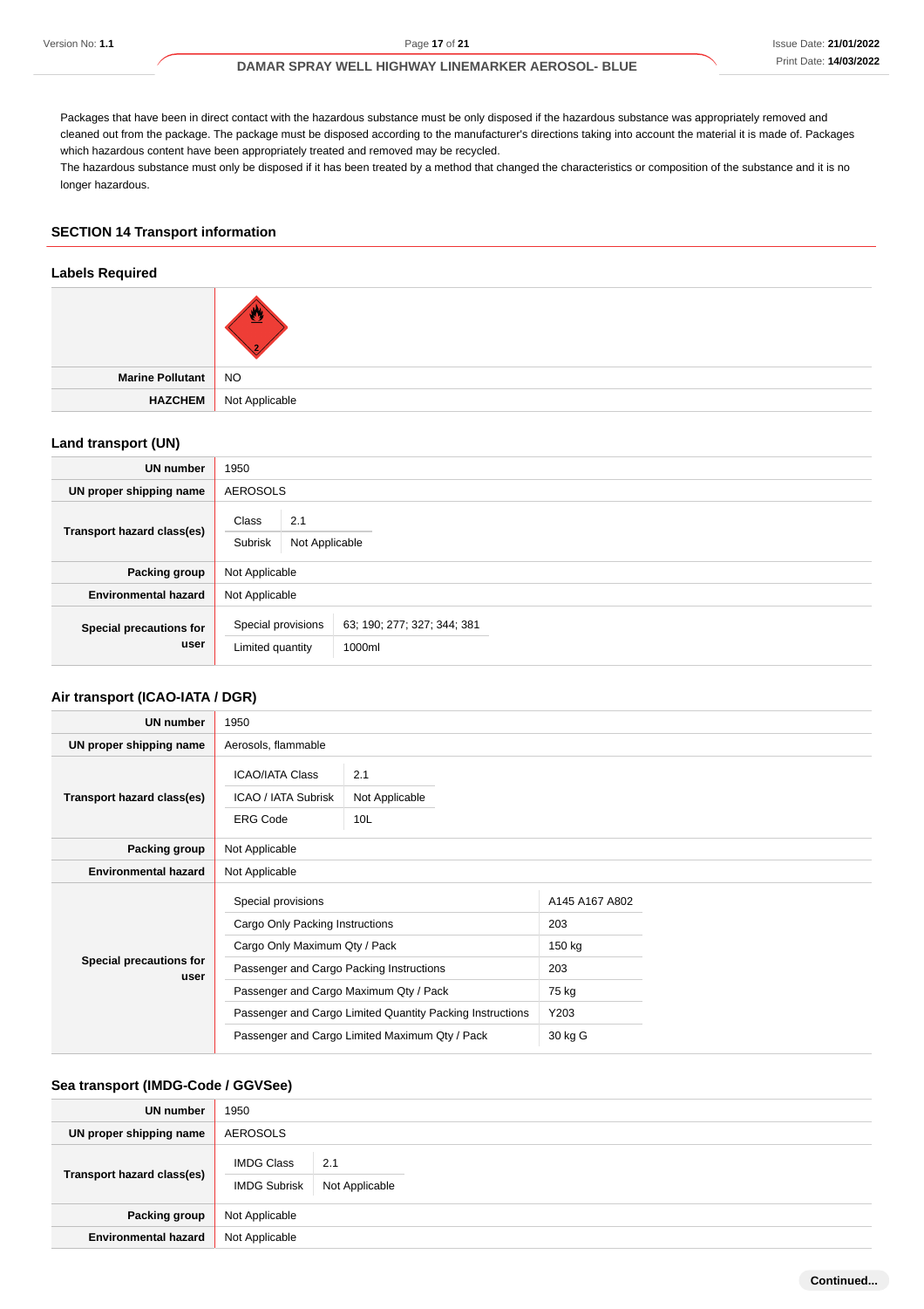Packages that have been in direct contact with the hazardous substance must be only disposed if the hazardous substance was appropriately removed and cleaned out from the package. The package must be disposed according to the manufacturer's directions taking into account the material it is made of. Packages which hazardous content have been appropriately treated and removed may be recycled.
The hazardous substance must only be disposed if it has been treated by a method that changed the characteristics or composition of the substance and it is no longer hazardous.

## SECTION 14 Transport information

### Labels Required

| | |
|---|---|
| | |
| **Marine Pollutant** | NO |
| **HAZCHEM** | Not Applicable |

### Land transport (UN)

| | |
|---|---|
| **UN number** | 1950 |
| **UN proper shipping name** | AEROSOLS |
| **Transport hazard class(es)** | Class: 2.1; Subrisk: Not Applicable |
| **Packing group** | Not Applicable |
| **Environmental hazard** | Not Applicable |
| **Special precautions for user** | Special provisions: 63; 190; 277; 327; 344; 381; Limited quantity: 1000ml |

### Air transport (ICAO-IATA / DGR)

| | |
|---|---|
| **UN number** | 1950 |
| **UN proper shipping name** | Aerosols, flammable |
| **Transport hazard class(es)** | ICAO/IATA Class: 2.1; ICAO / IATA Subrisk: Not Applicable; ERG Code: 10L |
| **Packing group** | Not Applicable |
| **Environmental hazard** | Not Applicable |
| **Special precautions for user** | Special provisions: A145 A167 A802; Cargo Only Packing Instructions: 203; Cargo Only Maximum Qty / Pack: 150 kg; Passenger and Cargo Packing Instructions: 203; Passenger and Cargo Maximum Qty / Pack: 75 kg; Passenger and Cargo Limited Quantity Packing Instructions: Y203; Passenger and Cargo Limited Maximum Qty / Pack: 30 kg G |

### Sea transport (IMDG-Code / GGVSee)

| | |
|---|---|
| **UN number** | 1950 |
| **UN proper shipping name** | AEROSOLS |
| **Transport hazard class(es)** | IMDG Class: 2.1; IMDG Subrisk: Not Applicable |
| **Packing group** | Not Applicable |
| **Environmental hazard** | Not Applicable |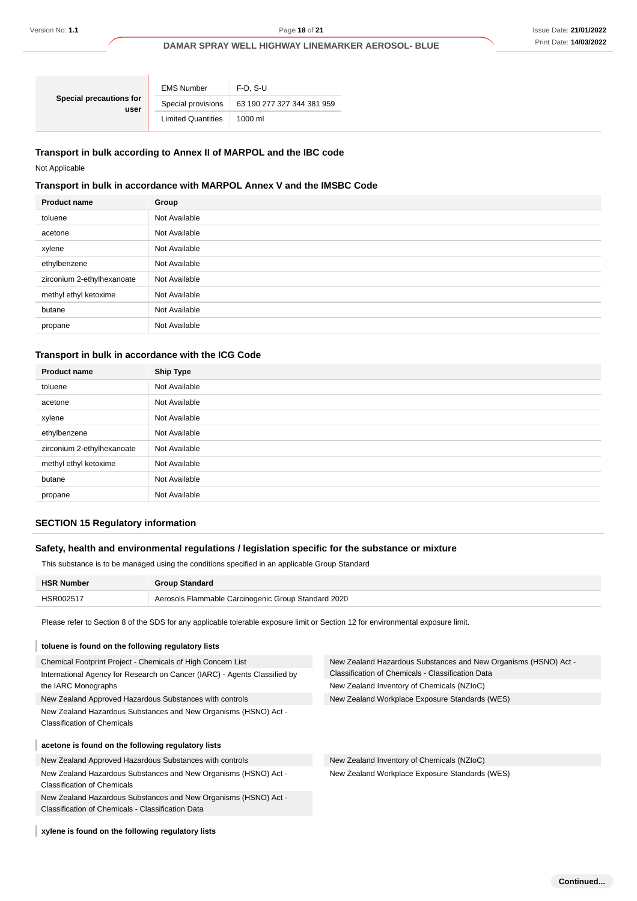| Special precautions for user | | |
|---|---|---|
| | EMS Number | F-D, S-U |
| | Special provisions | 63 190 277 327 344 381 959 |
| | Limited Quantities | 1000 ml |

### Transport in bulk according to Annex II of MARPOL and the IBC code

Not Applicable

### Transport in bulk in accordance with MARPOL Annex V and the IMSBC Code

| Product name | Group |
|---|---|
| toluene | Not Available |
| acetone | Not Available |
| xylene | Not Available |
| ethylbenzene | Not Available |
| zirconium 2-ethylhexanoate | Not Available |
| methyl ethyl ketoxime | Not Available |
| butane | Not Available |
| propane | Not Available |

### Transport in bulk in accordance with the ICG Code

| Product name | Ship Type |
|---|---|
| toluene | Not Available |
| acetone | Not Available |
| xylene | Not Available |
| ethylbenzene | Not Available |
| zirconium 2-ethylhexanoate | Not Available |
| methyl ethyl ketoxime | Not Available |
| butane | Not Available |
| propane | Not Available |

## SECTION 15 Regulatory information

### Safety, health and environmental regulations / legislation specific for the substance or mixture

This substance is to be managed using the conditions specified in an applicable Group Standard

| HSR Number | Group Standard |
|---|---|
| HSR002517 | Aerosols Flammable Carcinogenic Group Standard 2020 |

Please refer to Section 8 of the SDS for any applicable tolerable exposure limit or Section 12 for environmental exposure limit.

**toluene is found on the following regulatory lists**

- Chemical Footprint Project - Chemicals of High Concern List
- International Agency for Research on Cancer (IARC) - Agents Classified by the IARC Monographs
- New Zealand Approved Hazardous Substances with controls
- New Zealand Hazardous Substances and New Organisms (HSNO) Act - Classification of Chemicals
- New Zealand Hazardous Substances and New Organisms (HSNO) Act - Classification of Chemicals - Classification Data
- New Zealand Inventory of Chemicals (NZIoC)
- New Zealand Workplace Exposure Standards (WES)

**acetone is found on the following regulatory lists**

- New Zealand Approved Hazardous Substances with controls
- New Zealand Hazardous Substances and New Organisms (HSNO) Act - Classification of Chemicals
- New Zealand Hazardous Substances and New Organisms (HSNO) Act - Classification of Chemicals - Classification Data
- New Zealand Inventory of Chemicals (NZIoC)
- New Zealand Workplace Exposure Standards (WES)

**xylene is found on the following regulatory lists**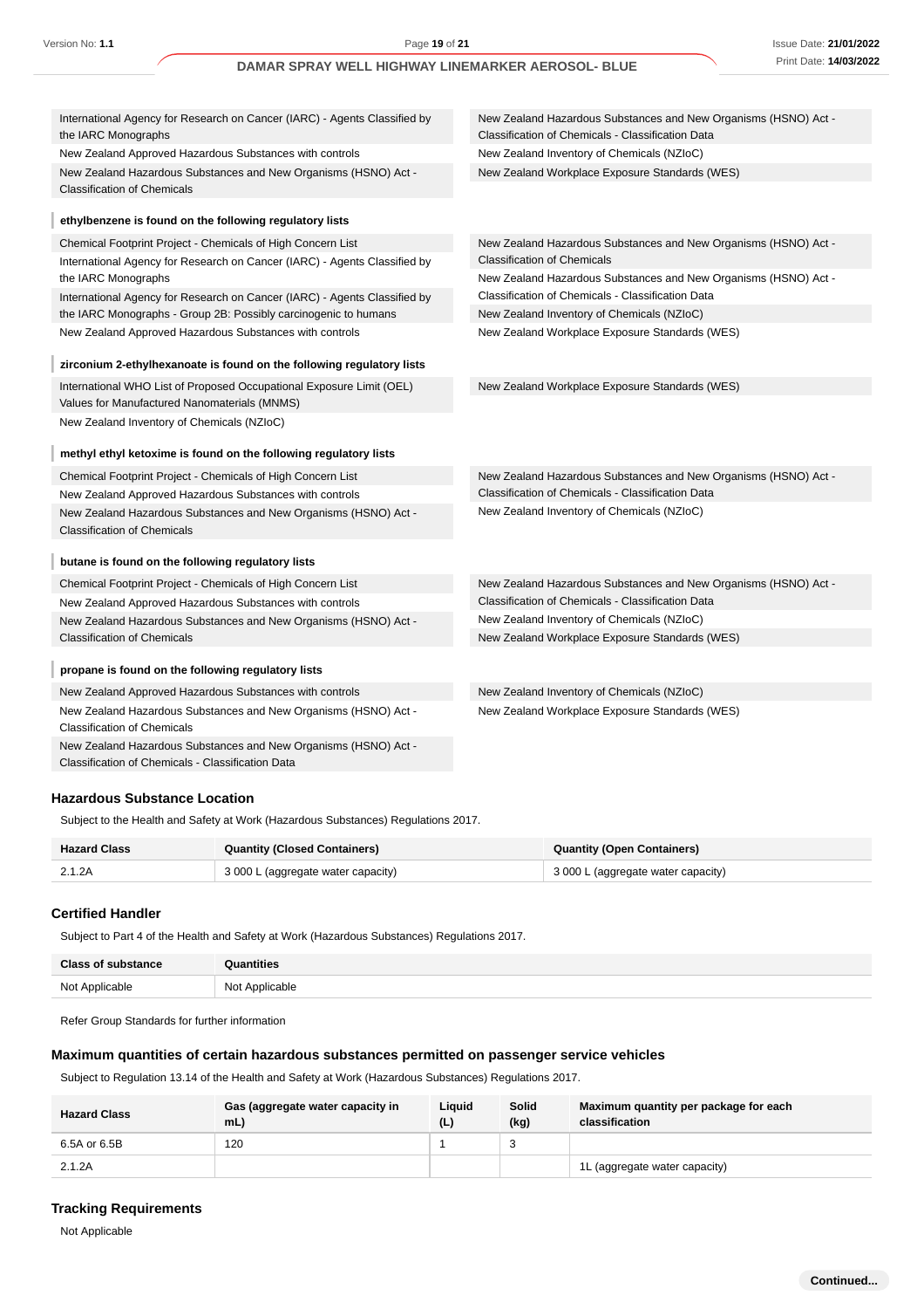| | |
|---|---|
| International Agency for Research on Cancer (IARC) - Agents Classified by the IARC Monographs | New Zealand Hazardous Substances and New Organisms (HSNO) Act - Classification of Chemicals - Classification Data |
| New Zealand Approved Hazardous Substances with controls | New Zealand Inventory of Chemicals (NZIoC) |
| New Zealand Hazardous Substances and New Organisms (HSNO) Act - Classification of Chemicals | New Zealand Workplace Exposure Standards (WES) |

**ethylbenzene is found on the following regulatory lists**

| | |
|---|---|
| Chemical Footprint Project - Chemicals of High Concern List | New Zealand Hazardous Substances and New Organisms (HSNO) Act - Classification of Chemicals |
| International Agency for Research on Cancer (IARC) - Agents Classified by the IARC Monographs | New Zealand Hazardous Substances and New Organisms (HSNO) Act - Classification of Chemicals - Classification Data |
| International Agency for Research on Cancer (IARC) - Agents Classified by the IARC Monographs - Group 2B: Possibly carcinogenic to humans | New Zealand Inventory of Chemicals (NZIoC) |
| New Zealand Approved Hazardous Substances with controls | New Zealand Workplace Exposure Standards (WES) |

**zirconium 2-ethylhexanoate is found on the following regulatory lists**

| | |
|---|---|
| International WHO List of Proposed Occupational Exposure Limit (OEL) Values for Manufactured Nanomaterials (MNMS) | New Zealand Workplace Exposure Standards (WES) |
| New Zealand Inventory of Chemicals (NZIoC) | |

**methyl ethyl ketoxime is found on the following regulatory lists**

| | |
|---|---|
| Chemical Footprint Project - Chemicals of High Concern List | New Zealand Hazardous Substances and New Organisms (HSNO) Act - Classification of Chemicals - Classification Data |
| New Zealand Approved Hazardous Substances with controls | New Zealand Inventory of Chemicals (NZIoC) |
| New Zealand Hazardous Substances and New Organisms (HSNO) Act - Classification of Chemicals | |

**butane is found on the following regulatory lists**

| | |
|---|---|
| Chemical Footprint Project - Chemicals of High Concern List | New Zealand Hazardous Substances and New Organisms (HSNO) Act - Classification of Chemicals - Classification Data |
| New Zealand Approved Hazardous Substances with controls | New Zealand Inventory of Chemicals (NZIoC) |
| New Zealand Hazardous Substances and New Organisms (HSNO) Act - Classification of Chemicals | New Zealand Workplace Exposure Standards (WES) |

**propane is found on the following regulatory lists**

| | |
|---|---|
| New Zealand Approved Hazardous Substances with controls | New Zealand Inventory of Chemicals (NZIoC) |
| New Zealand Hazardous Substances and New Organisms (HSNO) Act - Classification of Chemicals | New Zealand Workplace Exposure Standards (WES) |
| New Zealand Hazardous Substances and New Organisms (HSNO) Act - Classification of Chemicals - Classification Data | |

### Hazardous Substance Location

Subject to the Health and Safety at Work (Hazardous Substances) Regulations 2017.

| Hazard Class | Quantity (Closed Containers) | Quantity (Open Containers) |
|---|---|---|
| 2.1.2A | 3 000 L (aggregate water capacity) | 3 000 L (aggregate water capacity) |

### Certified Handler

Subject to Part 4 of the Health and Safety at Work (Hazardous Substances) Regulations 2017.

| Class of substance | Quantities |
|---|---|
| Not Applicable | Not Applicable |

Refer Group Standards for further information

### Maximum quantities of certain hazardous substances permitted on passenger service vehicles

Subject to Regulation 13.14 of the Health and Safety at Work (Hazardous Substances) Regulations 2017.

| Hazard Class | Gas (aggregate water capacity in mL) | Liquid (L) | Solid (kg) | Maximum quantity per package for each classification |
|---|---|---|---|---|
| 6.5A or 6.5B | 120 | 1 | 3 | |
| 2.1.2A | | | | 1L (aggregate water capacity) |

### Tracking Requirements

Not Applicable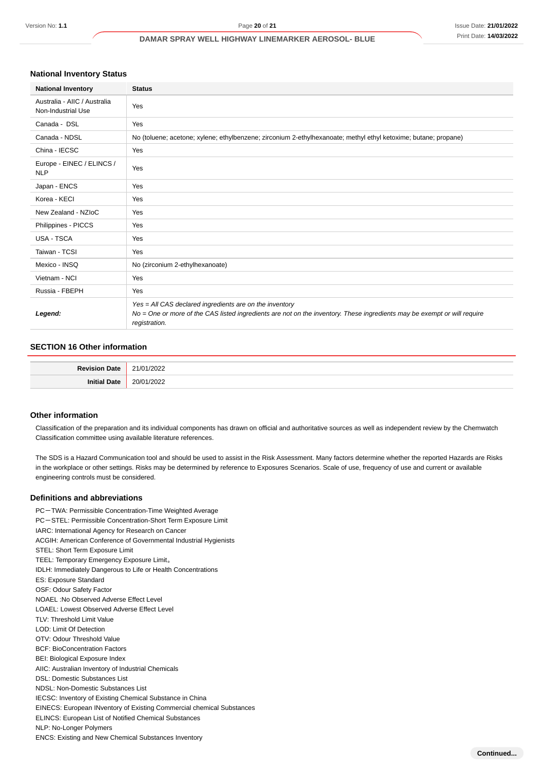### National Inventory Status

| National Inventory | Status |
|---|---|
| Australia - AIIC / Australia Non-Industrial Use | Yes |
| Canada - DSL | Yes |
| Canada - NDSL | No (toluene; acetone; xylene; ethylbenzene; zirconium 2-ethylhexanoate; methyl ethyl ketoxime; butane; propane) |
| China - IECSC | Yes |
| Europe - EINEC / ELINCS / NLP | Yes |
| Japan - ENCS | Yes |
| Korea - KECI | Yes |
| New Zealand - NZIoC | Yes |
| Philippines - PICCS | Yes |
| USA - TSCA | Yes |
| Taiwan - TCSI | Yes |
| Mexico - INSQ | No (zirconium 2-ethylhexanoate) |
| Vietnam - NCI | Yes |
| Russia - FBEPH | Yes |
| ***Legend:*** | *Yes = All CAS declared ingredients are on the inventory*<br>*No = One or more of the CAS listed ingredients are not on the inventory. These ingredients may be exempt or will require registration.* |

## SECTION 16 Other information

| | |
|---|---|
| **Revision Date** | 21/01/2022 |
| **Initial Date** | 20/01/2022 |

### Other information

Classification of the preparation and its individual components has drawn on official and authoritative sources as well as independent review by the Chemwatch Classification committee using available literature references.

The SDS is a Hazard Communication tool and should be used to assist in the Risk Assessment. Many factors determine whether the reported Hazards are Risks in the workplace or other settings. Risks may be determined by reference to Exposures Scenarios. Scale of use, frequency of use and current or available engineering controls must be considered.

### Definitions and abbreviations

PC－TWA: Permissible Concentration-Time Weighted Average
PC－STEL: Permissible Concentration-Short Term Exposure Limit
IARC: International Agency for Research on Cancer
ACGIH: American Conference of Governmental Industrial Hygienists
STEL: Short Term Exposure Limit
TEEL: Temporary Emergency Exposure Limit。
IDLH: Immediately Dangerous to Life or Health Concentrations
ES: Exposure Standard
OSF: Odour Safety Factor
NOAEL :No Observed Adverse Effect Level
LOAEL: Lowest Observed Adverse Effect Level
TLV: Threshold Limit Value
LOD: Limit Of Detection
OTV: Odour Threshold Value
BCF: BioConcentration Factors
BEI: Biological Exposure Index
AIIC: Australian Inventory of Industrial Chemicals
DSL: Domestic Substances List
NDSL: Non-Domestic Substances List
IECSC: Inventory of Existing Chemical Substance in China
EINECS: European INventory of Existing Commercial chemical Substances
ELINCS: European List of Notified Chemical Substances
NLP: No-Longer Polymers
ENCS: Existing and New Chemical Substances Inventory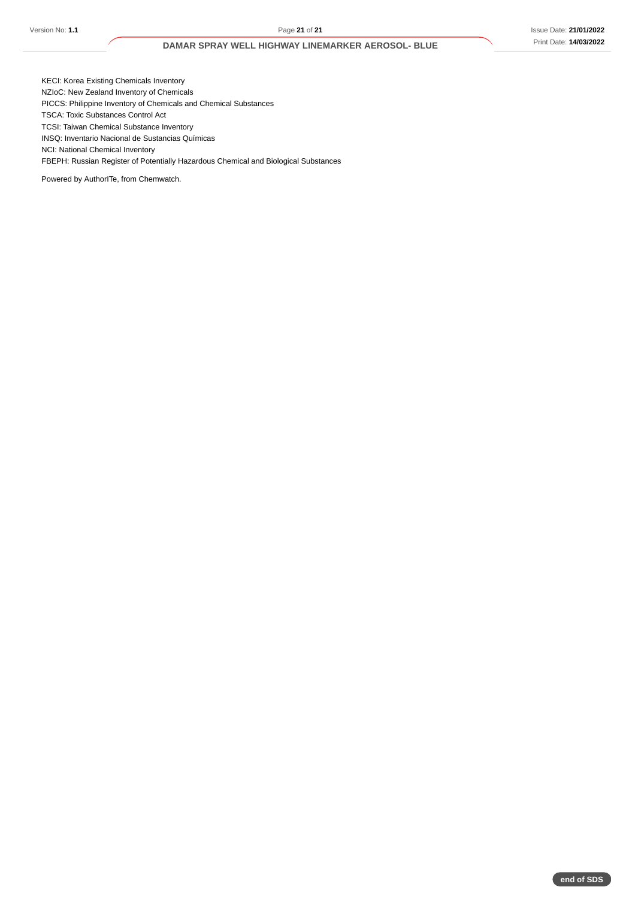KECI: Korea Existing Chemicals Inventory
NZIoC: New Zealand Inventory of Chemicals
PICCS: Philippine Inventory of Chemicals and Chemical Substances
TSCA: Toxic Substances Control Act
TCSI: Taiwan Chemical Substance Inventory
INSQ: Inventario Nacional de Sustancias Químicas
NCI: National Chemical Inventory
FBEPH: Russian Register of Potentially Hazardous Chemical and Biological Substances

Powered by AuthorITe, from Chemwatch.

end of SDS